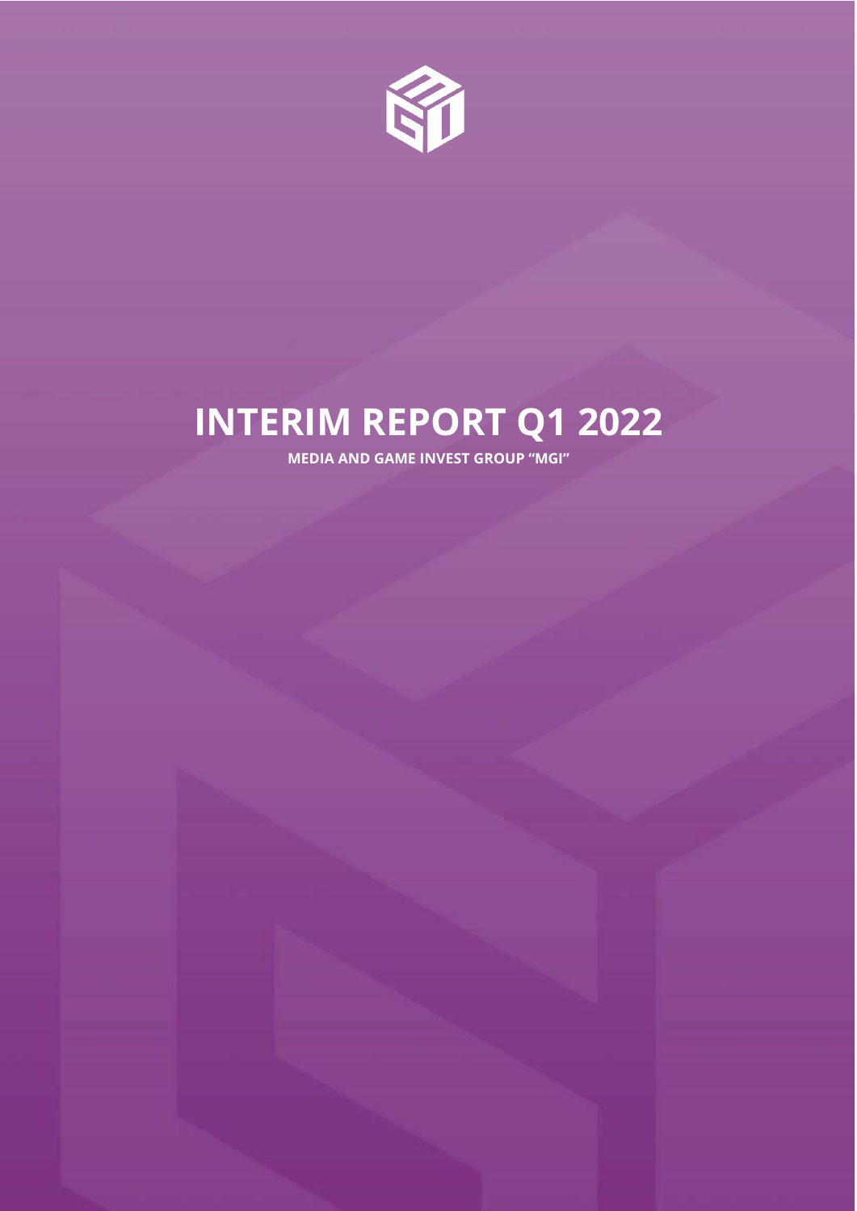# INTERIM REPORT Q1 2022

**MEDIA AND GAME INVEST GROUP "MGI"**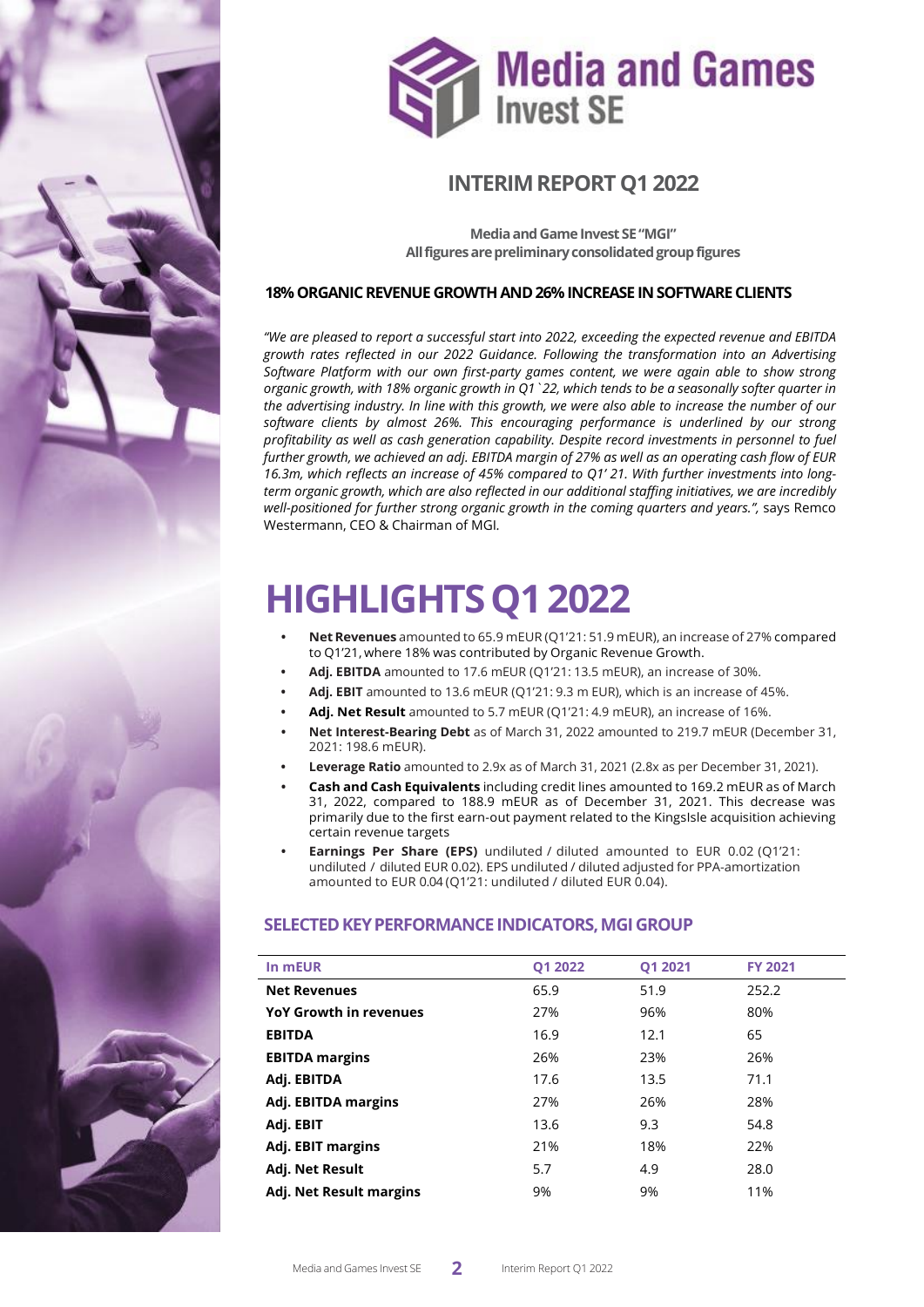# INTERIM REPORT Q1 2022

**Media and Game Invest SE "MGI"**
**All figures are preliminary consolidated group figures**

## 18% ORGANIC REVENUE GROWTH AND 26% INCREASE IN SOFTWARE CLIENTS

*"We are pleased to report a successful start into 2022, exceeding the expected revenue and EBITDA growth rates reflected in our 2022 Guidance. Following the transformation into an Advertising Software Platform with our own first-party games content, we were again able to show strong organic growth, with 18% organic growth in Q1`22, which tends to be a seasonally softer quarter in the advertising industry. In line with this growth, we were also able to increase the number of our software clients by almost 26%. This encouraging performance is underlined by our strong profitability as well as cash generation capability. Despite record investments in personnel to fuel further growth, we achieved an adj. EBITDA margin of 27% as well as an operating cash flow of EUR 16.3m, which reflects an increase of 45% compared to Q1' 21. With further investments into long-term organic growth, which are also reflected in our additional staffing initiatives, we are incredibly well-positioned for further strong organic growth in the coming quarters and years.",* says Remco Westermann, CEO & Chairman of MGI.

# HIGHLIGHTS Q1 2022

- **Net Revenues** amounted to 65.9 mEUR (Q1'21: 51.9 mEUR), an increase of 27% compared to Q1'21, where 18% was contributed by Organic Revenue Growth.
- **Adj. EBITDA** amounted to 17.6 mEUR (Q1'21: 13.5 mEUR), an increase of 30%.
- **Adj. EBIT** amounted to 13.6 mEUR (Q1'21: 9.3 m EUR), which is an increase of 45%.
- **Adj. Net Result** amounted to 5.7 mEUR (Q1'21: 4.9 mEUR), an increase of 16%.
- **Net Interest-Bearing Debt** as of March 31, 2022 amounted to 219.7 mEUR (December 31, 2021: 198.6 mEUR).
- **Leverage Ratio** amounted to 2.9x as of March 31, 2021 (2.8x as per December 31, 2021).
- **Cash and Cash Equivalents** including credit lines amounted to 169.2 mEUR as of March 31, 2022, compared to 188.9 mEUR as of December 31, 2021. This decrease was primarily due to the first earn-out payment related to the KingsIsle acquisition achieving certain revenue targets
- **Earnings Per Share (EPS)** undiluted / diluted amounted to EUR 0.02 (Q1'21: undiluted / diluted EUR 0.02). EPS undiluted / diluted adjusted for PPA-amortization amounted to EUR 0.04 (Q1'21: undiluted / diluted EUR 0.04).

## SELECTED KEY PERFORMANCE INDICATORS, MGI GROUP

| In mEUR | Q1 2022 | Q1 2021 | FY 2021 |
|---|---|---|---|
| **Net Revenues** | 65.9 | 51.9 | 252.2 |
| **YoY Growth in revenues** | 27% | 96% | 80% |
| **EBITDA** | 16.9 | 12.1 | 65 |
| **EBITDA margins** | 26% | 23% | 26% |
| **Adj. EBITDA** | 17.6 | 13.5 | 71.1 |
| **Adj. EBITDA margins** | 27% | 26% | 28% |
| **Adj. EBIT** | 13.6 | 9.3 | 54.8 |
| **Adj. EBIT margins** | 21% | 18% | 22% |
| **Adj. Net Result** | 5.7 | 4.9 | 28.0 |
| **Adj. Net Result margins** | 9% | 9% | 11% |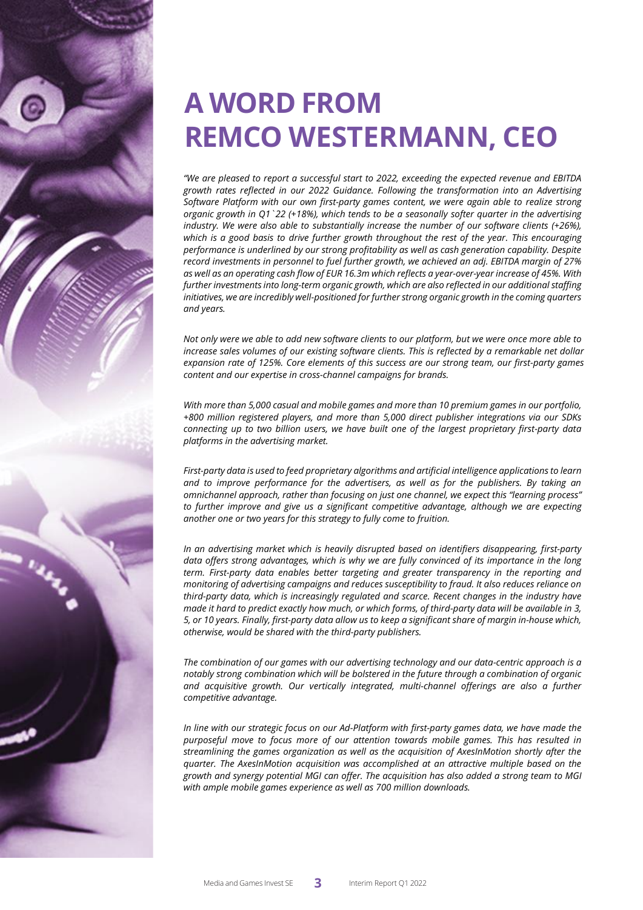# A WORD FROM REMCO WESTERMANN, CEO

*"We are pleased to report a successful start to 2022, exceeding the expected revenue and EBITDA growth rates reflected in our 2022 Guidance. Following the transformation into an Advertising Software Platform with our own first-party games content, we were again able to realize strong organic growth in Q1`22 (+18%), which tends to be a seasonally softer quarter in the advertising industry. We were also able to substantially increase the number of our software clients (+26%), which is a good basis to drive further growth throughout the rest of the year. This encouraging performance is underlined by our strong profitability as well as cash generation capability. Despite record investments in personnel to fuel further growth, we achieved an adj. EBITDA margin of 27% as well as an operating cash flow of EUR 16.3m which reflects a year-over-year increase of 45%. With further investments into long-term organic growth, which are also reflected in our additional staffing initiatives, we are incredibly well-positioned for further strong organic growth in the coming quarters and years.*

*Not only were we able to add new software clients to our platform, but we were once more able to increase sales volumes of our existing software clients. This is reflected by a remarkable net dollar expansion rate of 125%. Core elements of this success are our strong team, our first-party games content and our expertise in cross-channel campaigns for brands.*

*With more than 5,000 casual and mobile games and more than 10 premium games in our portfolio, +800 million registered players, and more than 5,000 direct publisher integrations via our SDKs connecting up to two billion users, we have built one of the largest proprietary first-party data platforms in the advertising market.*

*First-party data is used to feed proprietary algorithms and artificial intelligence applications to learn and to improve performance for the advertisers, as well as for the publishers. By taking an omnichannel approach, rather than focusing on just one channel, we expect this "learning process" to further improve and give us a significant competitive advantage, although we are expecting another one or two years for this strategy to fully come to fruition.*

*In an advertising market which is heavily disrupted based on identifiers disappearing, first-party data offers strong advantages, which is why we are fully convinced of its importance in the long term. First-party data enables better targeting and greater transparency in the reporting and monitoring of advertising campaigns and reduces susceptibility to fraud. It also reduces reliance on third-party data, which is increasingly regulated and scarce. Recent changes in the industry have made it hard to predict exactly how much, or which forms, of third-party data will be available in 3, 5, or 10 years. Finally, first-party data allow us to keep a significant share of margin in-house which, otherwise, would be shared with the third-party publishers.*

*The combination of our games with our advertising technology and our data-centric approach is a notably strong combination which will be bolstered in the future through a combination of organic and acquisitive growth. Our vertically integrated, multi-channel offerings are also a further competitive advantage.*

*In line with our strategic focus on our Ad-Platform with first-party games data, we have made the purposeful move to focus more of our attention towards mobile games. This has resulted in streamlining the games organization as well as the acquisition of AxesInMotion shortly after the quarter. The AxesInMotion acquisition was accomplished at an attractive multiple based on the growth and synergy potential MGI can offer. The acquisition has also added a strong team to MGI with ample mobile games experience as well as 700 million downloads.*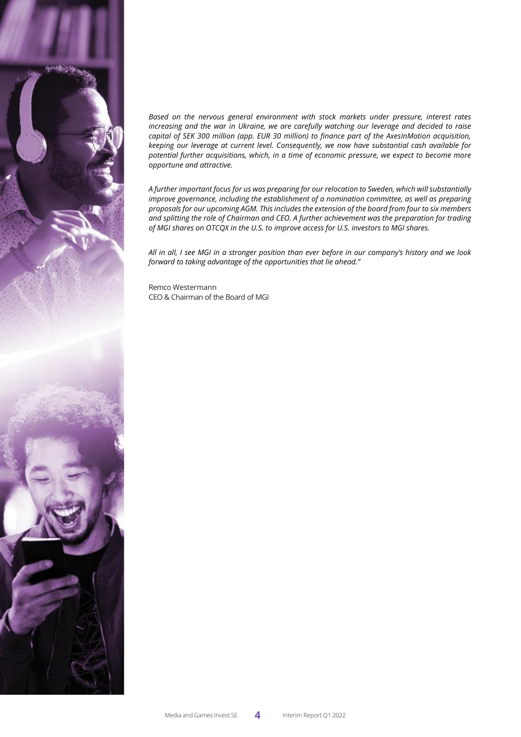*Based on the nervous general environment with stock markets under pressure, interest rates increasing and the war in Ukraine, we are carefully watching our leverage and decided to raise capital of SEK 300 million (app. EUR 30 million) to finance part of the AxesInMotion acquisition, keeping our leverage at current level. Consequently, we now have substantial cash available for potential further acquisitions, which, in a time of economic pressure, we expect to become more opportune and attractive.*

*A further important focus for us was preparing for our relocation to Sweden, which will substantially improve governance, including the establishment of a nomination committee, as well as preparing proposals for our upcoming AGM. This includes the extension of the board from four to six members and splitting the role of Chairman and CEO. A further achievement was the preparation for trading of MGI shares on OTCQX in the U.S. to improve access for U.S. investors to MGI shares.*

*All in all, I see MGI in a stronger position than ever before in our company's history and we look forward to taking advantage of the opportunities that lie ahead."*

Remco Westermann
CEO & Chairman of the Board of MGI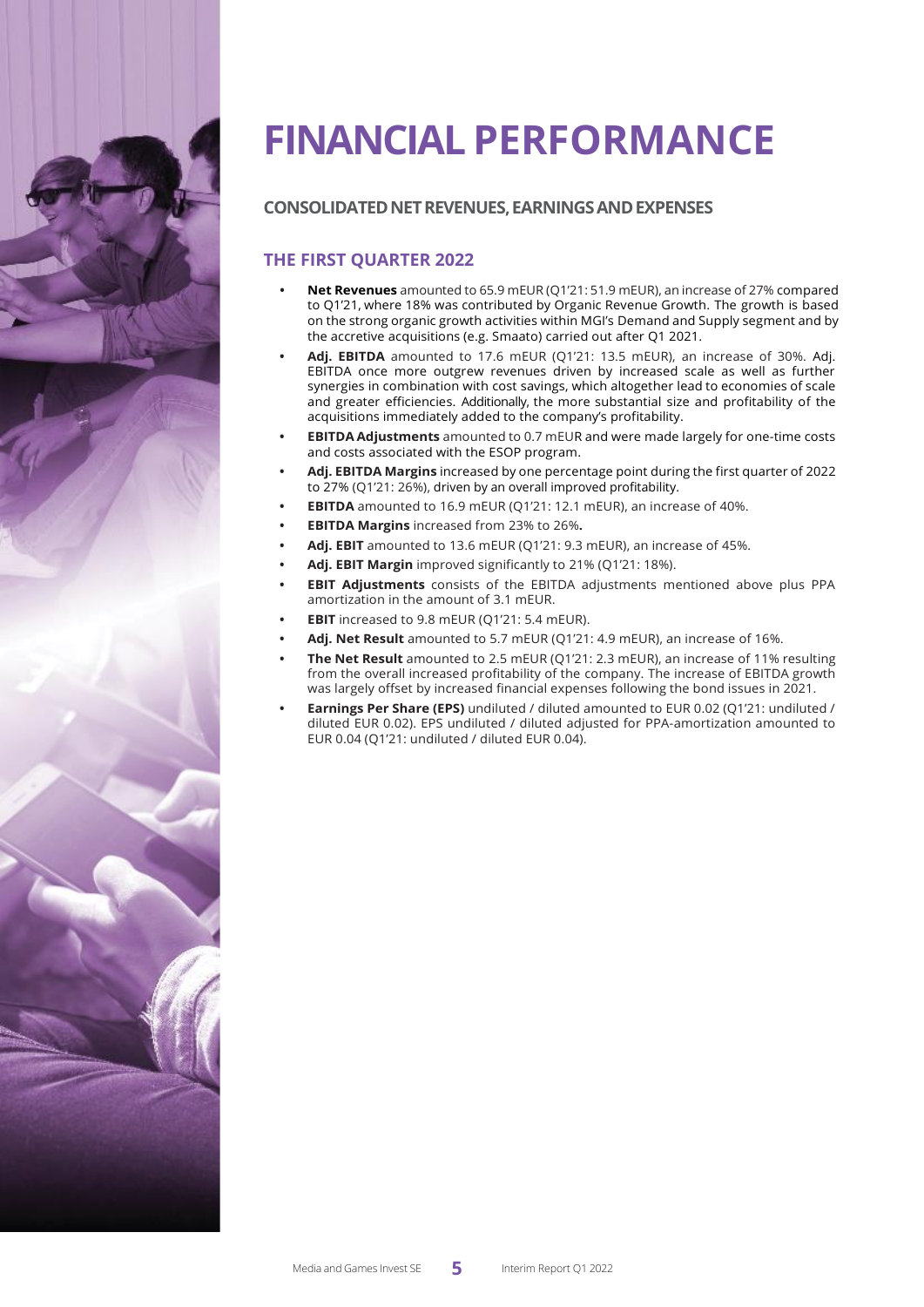# FINANCIAL PERFORMANCE

## CONSOLIDATED NET REVENUES, EARNINGS AND EXPENSES

### THE FIRST QUARTER 2022

- **Net Revenues** amounted to 65.9 mEUR (Q1'21: 51.9 mEUR), an increase of 27% compared to Q1'21, where 18% was contributed by Organic Revenue Growth. The growth is based on the strong organic growth activities within MGI's Demand and Supply segment and by the accretive acquisitions (e.g. Smaato) carried out after Q1 2021.
- **Adj. EBITDA** amounted to 17.6 mEUR (Q1'21: 13.5 mEUR), an increase of 30%. Adj. EBITDA once more outgrew revenues driven by increased scale as well as further synergies in combination with cost savings, which altogether lead to economies of scale and greater efficiencies. Additionally, the more substantial size and profitability of the acquisitions immediately added to the company's profitability.
- **EBITDA Adjustments** amounted to 0.7 mEUR and were made largely for one-time costs and costs associated with the ESOP program.
- **Adj. EBITDA Margins** increased by one percentage point during the first quarter of 2022 to 27% (Q1'21: 26%), driven by an overall improved profitability.
- **EBITDA** amounted to 16.9 mEUR (Q1'21: 12.1 mEUR), an increase of 40%.
- **EBITDA Margins** increased from 23% to 26%**.**
- **Adj. EBIT** amounted to 13.6 mEUR (Q1'21: 9.3 mEUR), an increase of 45%.
- **Adj. EBIT Margin** improved significantly to 21% (Q1'21: 18%).
- **EBIT Adjustments** consists of the EBITDA adjustments mentioned above plus PPA amortization in the amount of 3.1 mEUR.
- **EBIT** increased to 9.8 mEUR (Q1'21: 5.4 mEUR).
- **Adj. Net Result** amounted to 5.7 mEUR (Q1'21: 4.9 mEUR), an increase of 16%.
- **The Net Result** amounted to 2.5 mEUR (Q1'21: 2.3 mEUR), an increase of 11% resulting from the overall increased profitability of the company. The increase of EBITDA growth was largely offset by increased financial expenses following the bond issues in 2021.
- **Earnings Per Share (EPS)** undiluted / diluted amounted to EUR 0.02 (Q1'21: undiluted / diluted EUR 0.02). EPS undiluted / diluted adjusted for PPA-amortization amounted to EUR 0.04 (Q1'21: undiluted / diluted EUR 0.04).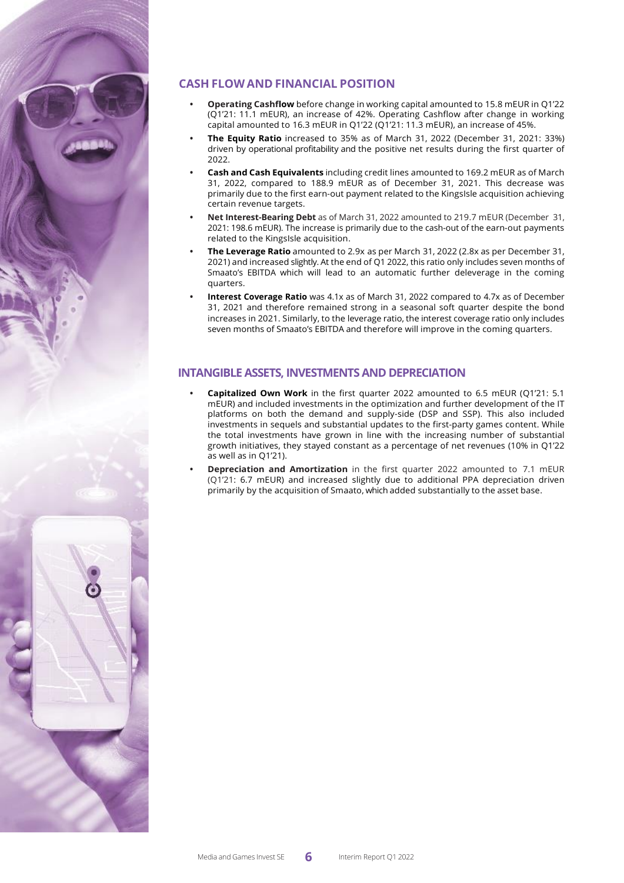## CASH FLOW AND FINANCIAL POSITION

- **Operating Cashflow** before change in working capital amounted to 15.8 mEUR in Q1'22 (Q1'21: 11.1 mEUR), an increase of 42%. Operating Cashflow after change in working capital amounted to 16.3 mEUR in Q1'22 (Q1'21: 11.3 mEUR), an increase of 45%.
- **The Equity Ratio** increased to 35% as of March 31, 2022 (December 31, 2021: 33%) driven by operational profitability and the positive net results during the first quarter of 2022.
- **Cash and Cash Equivalents** including credit lines amounted to 169.2 mEUR as of March 31, 2022, compared to 188.9 mEUR as of December 31, 2021. This decrease was primarily due to the first earn-out payment related to the KingsIsle acquisition achieving certain revenue targets.
- **Net Interest-Bearing Debt** as of March 31, 2022 amounted to 219.7 mEUR (December 31, 2021: 198.6 mEUR). The increase is primarily due to the cash-out of the earn-out payments related to the KingsIsle acquisition.
- **The Leverage Ratio** amounted to 2.9x as per March 31, 2022 (2.8x as per December 31, 2021) and increased slightly. At the end of Q1 2022, this ratio only includes seven months of Smaato's EBITDA which will lead to an automatic further deleverage in the coming quarters.
- **Interest Coverage Ratio** was 4.1x as of March 31, 2022 compared to 4.7x as of December 31, 2021 and therefore remained strong in a seasonal soft quarter despite the bond increases in 2021. Similarly, to the leverage ratio, the interest coverage ratio only includes seven months of Smaato's EBITDA and therefore will improve in the coming quarters.

## INTANGIBLE ASSETS, INVESTMENTS AND DEPRECIATION

- **Capitalized Own Work** in the first quarter 2022 amounted to 6.5 mEUR (Q1'21: 5.1 mEUR) and included investments in the optimization and further development of the IT platforms on both the demand and supply-side (DSP and SSP). This also included investments in sequels and substantial updates to the first-party games content. While the total investments have grown in line with the increasing number of substantial growth initiatives, they stayed constant as a percentage of net revenues (10% in Q1'22 as well as in Q1'21).
- **Depreciation and Amortization** in the first quarter 2022 amounted to 7.1 mEUR (Q1'21: 6.7 mEUR) and increased slightly due to additional PPA depreciation driven primarily by the acquisition of Smaato, which added substantially to the asset base.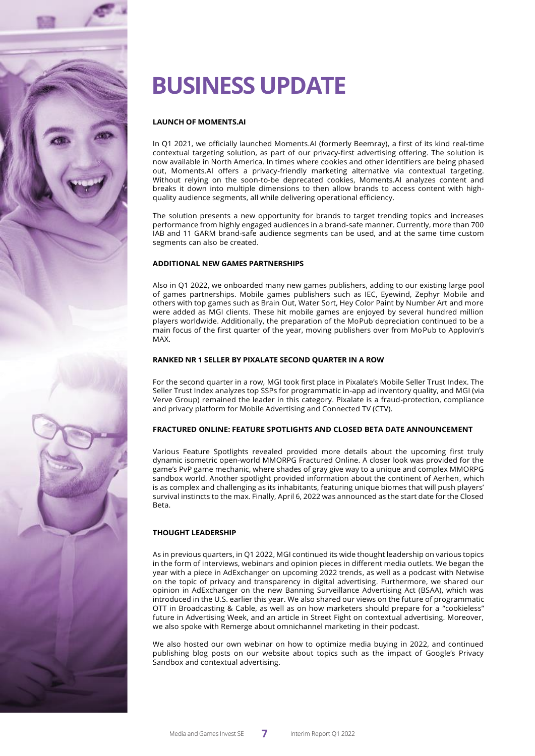# BUSINESS UPDATE

### LAUNCH OF MOMENTS.AI

In Q1 2021, we officially launched Moments.AI (formerly Beemray), a first of its kind real-time contextual targeting solution, as part of our privacy-first advertising offering. The solution is now available in North America. In times where cookies and other identifiers are being phased out, Moments.AI offers a privacy-friendly marketing alternative via contextual targeting. Without relying on the soon-to-be deprecated cookies, Moments.AI analyzes content and breaks it down into multiple dimensions to then allow brands to access content with high-quality audience segments, all while delivering operational efficiency.

The solution presents a new opportunity for brands to target trending topics and increases performance from highly engaged audiences in a brand-safe manner. Currently, more than 700 IAB and 11 GARM brand-safe audience segments can be used, and at the same time custom segments can also be created.

### ADDITIONAL NEW GAMES PARTNERSHIPS

Also in Q1 2022, we onboarded many new games publishers, adding to our existing large pool of games partnerships. Mobile games publishers such as IEC, Eyewind, Zephyr Mobile and others with top games such as Brain Out, Water Sort, Hey Color Paint by Number Art and more were added as MGI clients. These hit mobile games are enjoyed by several hundred million players worldwide. Additionally, the preparation of the MoPub depreciation continued to be a main focus of the first quarter of the year, moving publishers over from MoPub to Applovin's MAX.

### RANKED NR 1 SELLER BY PIXALATE SECOND QUARTER IN A ROW

For the second quarter in a row, MGI took first place in Pixalate's Mobile Seller Trust Index. The Seller Trust Index analyzes top SSPs for programmatic in-app ad inventory quality, and MGI (via Verve Group) remained the leader in this category. Pixalate is a fraud-protection, compliance and privacy platform for Mobile Advertising and Connected TV (CTV).

### FRACTURED ONLINE: FEATURE SPOTLIGHTS AND CLOSED BETA DATE ANNOUNCEMENT

Various Feature Spotlights revealed provided more details about the upcoming first truly dynamic isometric open-world MMORPG Fractured Online. A closer look was provided for the game's PvP game mechanic, where shades of gray give way to a unique and complex MMORPG sandbox world. Another spotlight provided information about the continent of Aerhen, which is as complex and challenging as its inhabitants, featuring unique biomes that will push players' survival instincts to the max. Finally, April 6, 2022 was announced as the start date for the Closed Beta.

### THOUGHT LEADERSHIP

As in previous quarters, in Q1 2022, MGI continued its wide thought leadership on various topics in the form of interviews, webinars and opinion pieces in different media outlets. We began the year with a piece in AdExchanger on upcoming 2022 trends, as well as a podcast with Netwise on the topic of privacy and transparency in digital advertising. Furthermore, we shared our opinion in AdExchanger on the new Banning Surveillance Advertising Act (BSAA), which was introduced in the U.S. earlier this year. We also shared our views on the future of programmatic OTT in Broadcasting & Cable, as well as on how marketers should prepare for a "cookieless" future in Advertising Week, and an article in Street Fight on contextual advertising. Moreover, we also spoke with Remerge about omnichannel marketing in their podcast.

We also hosted our own webinar on how to optimize media buying in 2022, and continued publishing blog posts on our website about topics such as the impact of Google's Privacy Sandbox and contextual advertising.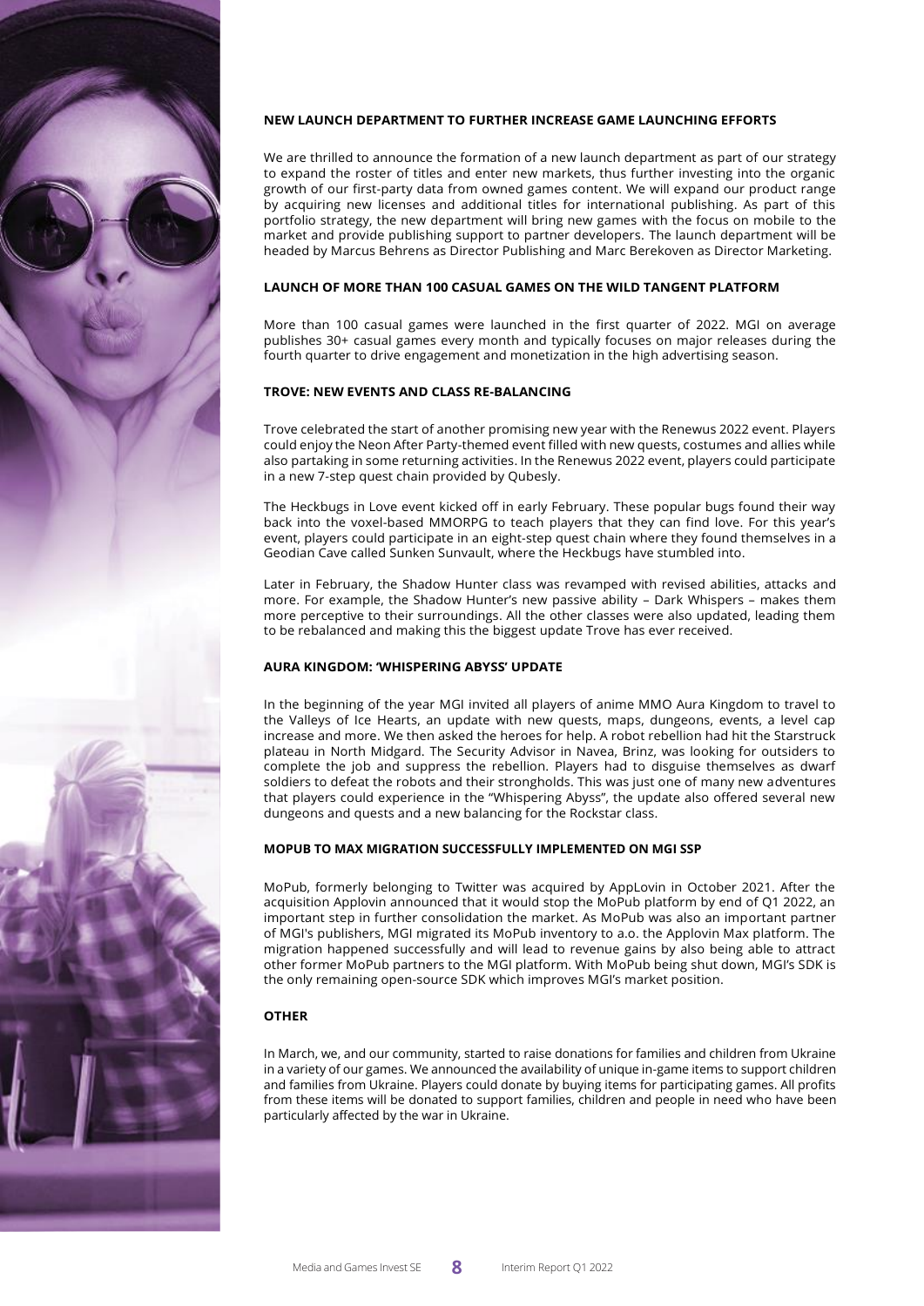### NEW LAUNCH DEPARTMENT TO FURTHER INCREASE GAME LAUNCHING EFFORTS

We are thrilled to announce the formation of a new launch department as part of our strategy to expand the roster of titles and enter new markets, thus further investing into the organic growth of our first-party data from owned games content. We will expand our product range by acquiring new licenses and additional titles for international publishing. As part of this portfolio strategy, the new department will bring new games with the focus on mobile to the market and provide publishing support to partner developers. The launch department will be headed by Marcus Behrens as Director Publishing and Marc Berekoven as Director Marketing.

### LAUNCH OF MORE THAN 100 CASUAL GAMES ON THE WILD TANGENT PLATFORM

More than 100 casual games were launched in the first quarter of 2022. MGI on average publishes 30+ casual games every month and typically focuses on major releases during the fourth quarter to drive engagement and monetization in the high advertising season.

### TROVE: NEW EVENTS AND CLASS RE-BALANCING

Trove celebrated the start of another promising new year with the Renewus 2022 event. Players could enjoy the Neon After Party-themed event filled with new quests, costumes and allies while also partaking in some returning activities. In the Renewus 2022 event, players could participate in a new 7-step quest chain provided by Qubesly.

The Heckbugs in Love event kicked off in early February. These popular bugs found their way back into the voxel-based MMORPG to teach players that they can find love. For this year's event, players could participate in an eight-step quest chain where they found themselves in a Geodian Cave called Sunken Sunvault, where the Heckbugs have stumbled into.

Later in February, the Shadow Hunter class was revamped with revised abilities, attacks and more. For example, the Shadow Hunter's new passive ability – Dark Whispers – makes them more perceptive to their surroundings. All the other classes were also updated, leading them to be rebalanced and making this the biggest update Trove has ever received.

### AURA KINGDOM: 'WHISPERING ABYSS' UPDATE

In the beginning of the year MGI invited all players of anime MMO Aura Kingdom to travel to the Valleys of Ice Hearts, an update with new quests, maps, dungeons, events, a level cap increase and more. We then asked the heroes for help. A robot rebellion had hit the Starstruck plateau in North Midgard. The Security Advisor in Navea, Brinz, was looking for outsiders to complete the job and suppress the rebellion. Players had to disguise themselves as dwarf soldiers to defeat the robots and their strongholds. This was just one of many new adventures that players could experience in the "Whispering Abyss", the update also offered several new dungeons and quests and a new balancing for the Rockstar class.

### MOPUB TO MAX MIGRATION SUCCESSFULLY IMPLEMENTED ON MGI SSP

MoPub, formerly belonging to Twitter was acquired by AppLovin in October 2021. After the acquisition Applovin announced that it would stop the MoPub platform by end of Q1 2022, an important step in further consolidation the market. As MoPub was also an important partner of MGI's publishers, MGI migrated its MoPub inventory to a.o. the Applovin Max platform. The migration happened successfully and will lead to revenue gains by also being able to attract other former MoPub partners to the MGI platform. With MoPub being shut down, MGI's SDK is the only remaining open-source SDK which improves MGI's market position.

### OTHER

In March, we, and our community, started to raise donations for families and children from Ukraine in a variety of our games. We announced the availability of unique in-game items to support children and families from Ukraine. Players could donate by buying items for participating games. All profits from these items will be donated to support families, children and people in need who have been particularly affected by the war in Ukraine.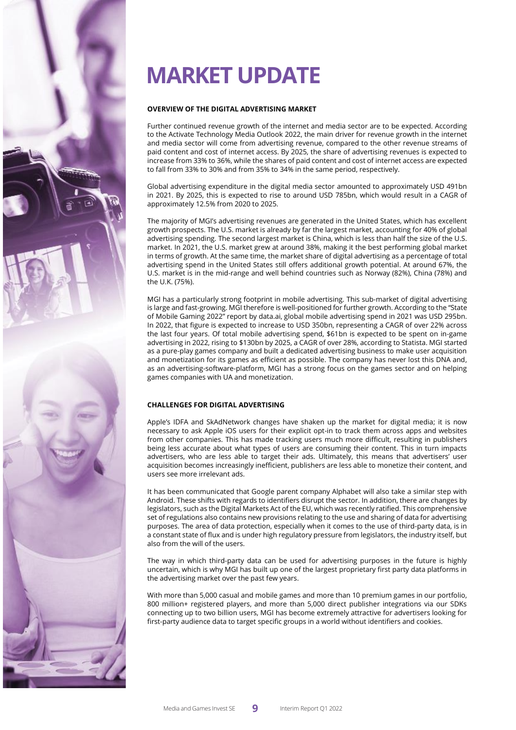# MARKET UPDATE

**OVERVIEW OF THE DIGITAL ADVERTISING MARKET**

Further continued revenue growth of the internet and media sector are to be expected. According to the Activate Technology Media Outlook 2022, the main driver for revenue growth in the internet and media sector will come from advertising revenue, compared to the other revenue streams of paid content and cost of internet access. By 2025, the share of advertising revenues is expected to increase from 33% to 36%, while the shares of paid content and cost of internet access are expected to fall from 33% to 30% and from 35% to 34% in the same period, respectively.

Global advertising expenditure in the digital media sector amounted to approximately USD 491bn in 2021. By 2025, this is expected to rise to around USD 785bn, which would result in a CAGR of approximately 12.5% from 2020 to 2025.

The majority of MGI's advertising revenues are generated in the United States, which has excellent growth prospects. The U.S. market is already by far the largest market, accounting for 40% of global advertising spending. The second largest market is China, which is less than half the size of the U.S. market. In 2021, the U.S. market grew at around 38%, making it the best performing global market in terms of growth. At the same time, the market share of digital advertising as a percentage of total advertising spend in the United States still offers additional growth potential. At around 67%, the U.S. market is in the mid-range and well behind countries such as Norway (82%), China (78%) and the U.K. (75%).

MGI has a particularly strong footprint in mobile advertising. This sub-market of digital advertising is large and fast-growing. MGI therefore is well-positioned for further growth. According to the "State of Mobile Gaming 2022" report by data.ai, global mobile advertising spend in 2021 was USD 295bn. In 2022, that figure is expected to increase to USD 350bn, representing a CAGR of over 22% across the last four years. Of total mobile advertising spend, $61bn is expected to be spent on in-game advertising in 2022, rising to $130bn by 2025, a CAGR of over 28%, according to Statista. MGI started as a pure-play games company and built a dedicated advertising business to make user acquisition and monetization for its games as efficient as possible. The company has never lost this DNA and, as an advertising-software-platform, MGI has a strong focus on the games sector and on helping games companies with UA and monetization.

**CHALLENGES FOR DIGITAL ADVERTISING**

Apple's IDFA and SkAdNetwork changes have shaken up the market for digital media; it is now necessary to ask Apple iOS users for their explicit opt-in to track them across apps and websites from other companies. This has made tracking users much more difficult, resulting in publishers being less accurate about what types of users are consuming their content. This in turn impacts advertisers, who are less able to target their ads. Ultimately, this means that advertisers' user acquisition becomes increasingly inefficient, publishers are less able to monetize their content, and users see more irrelevant ads.

It has been communicated that Google parent company Alphabet will also take a similar step with Android. These shifts with regards to identifiers disrupt the sector. In addition, there are changes by legislators, such as the Digital Markets Act of the EU, which was recently ratified. This comprehensive set of regulations also contains new provisions relating to the use and sharing of data for advertising purposes. The area of data protection, especially when it comes to the use of third-party data, is in a constant state of flux and is under high regulatory pressure from legislators, the industry itself, but also from the will of the users.

The way in which third-party data can be used for advertising purposes in the future is highly uncertain, which is why MGI has built up one of the largest proprietary first party data platforms in the advertising market over the past few years.

With more than 5,000 casual and mobile games and more than 10 premium games in our portfolio, 800 million+ registered players, and more than 5,000 direct publisher integrations via our SDKs connecting up to two billion users, MGI has become extremely attractive for advertisers looking for first-party audience data to target specific groups in a world without identifiers and cookies.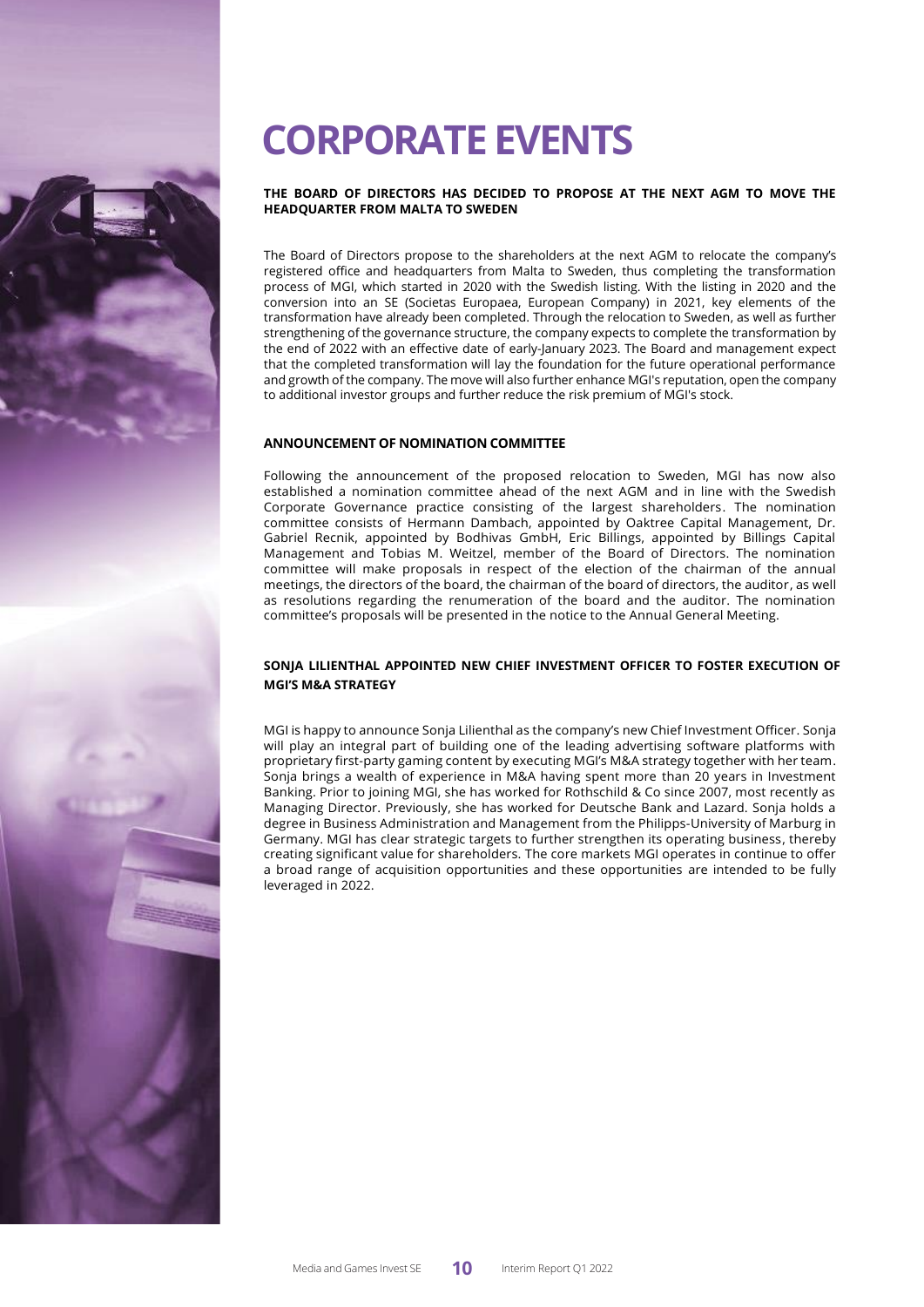# CORPORATE EVENTS

## THE BOARD OF DIRECTORS HAS DECIDED TO PROPOSE AT THE NEXT AGM TO MOVE THE HEADQUARTER FROM MALTA TO SWEDEN

The Board of Directors propose to the shareholders at the next AGM to relocate the company's registered office and headquarters from Malta to Sweden, thus completing the transformation process of MGI, which started in 2020 with the Swedish listing. With the listing in 2020 and the conversion into an SE (Societas Europaea, European Company) in 2021, key elements of the transformation have already been completed. Through the relocation to Sweden, as well as further strengthening of the governance structure, the company expects to complete the transformation by the end of 2022 with an effective date of early-January 2023. The Board and management expect that the completed transformation will lay the foundation for the future operational performance and growth of the company. The move will also further enhance MGI's reputation, open the company to additional investor groups and further reduce the risk premium of MGI's stock.

## ANNOUNCEMENT OF NOMINATION COMMITTEE

Following the announcement of the proposed relocation to Sweden, MGI has now also established a nomination committee ahead of the next AGM and in line with the Swedish Corporate Governance practice consisting of the largest shareholders. The nomination committee consists of Hermann Dambach, appointed by Oaktree Capital Management, Dr. Gabriel Recnik, appointed by Bodhivas GmbH, Eric Billings, appointed by Billings Capital Management and Tobias M. Weitzel, member of the Board of Directors. The nomination committee will make proposals in respect of the election of the chairman of the annual meetings, the directors of the board, the chairman of the board of directors, the auditor, as well as resolutions regarding the renumeration of the board and the auditor. The nomination committee's proposals will be presented in the notice to the Annual General Meeting.

## SONJA LILIENTHAL APPOINTED NEW CHIEF INVESTMENT OFFICER TO FOSTER EXECUTION OF MGI'S M&A STRATEGY

MGI is happy to announce Sonja Lilienthal as the company's new Chief Investment Officer. Sonja will play an integral part of building one of the leading advertising software platforms with proprietary first-party gaming content by executing MGI's M&A strategy together with her team. Sonja brings a wealth of experience in M&A having spent more than 20 years in Investment Banking. Prior to joining MGI, she has worked for Rothschild & Co since 2007, most recently as Managing Director. Previously, she has worked for Deutsche Bank and Lazard. Sonja holds a degree in Business Administration and Management from the Philipps-University of Marburg in Germany. MGI has clear strategic targets to further strengthen its operating business, thereby creating significant value for shareholders. The core markets MGI operates in continue to offer a broad range of acquisition opportunities and these opportunities are intended to be fully leveraged in 2022.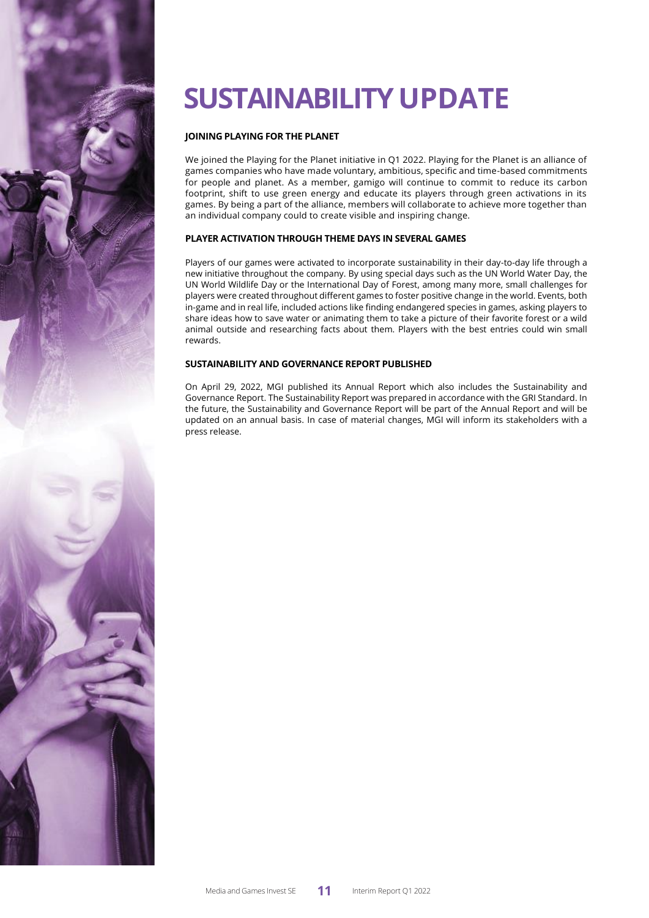# SUSTAINABILITY UPDATE

### JOINING PLAYING FOR THE PLANET

We joined the Playing for the Planet initiative in Q1 2022. Playing for the Planet is an alliance of games companies who have made voluntary, ambitious, specific and time-based commitments for people and planet. As a member, gamigo will continue to commit to reduce its carbon footprint, shift to use green energy and educate its players through green activations in its games. By being a part of the alliance, members will collaborate to achieve more together than an individual company could to create visible and inspiring change.

### PLAYER ACTIVATION THROUGH THEME DAYS IN SEVERAL GAMES

Players of our games were activated to incorporate sustainability in their day-to-day life through a new initiative throughout the company. By using special days such as the UN World Water Day, the UN World Wildlife Day or the International Day of Forest, among many more, small challenges for players were created throughout different games to foster positive change in the world. Events, both in-game and in real life, included actions like finding endangered species in games, asking players to share ideas how to save water or animating them to take a picture of their favorite forest or a wild animal outside and researching facts about them. Players with the best entries could win small rewards.

### SUSTAINABILITY AND GOVERNANCE REPORT PUBLISHED

On April 29, 2022, MGI published its Annual Report which also includes the Sustainability and Governance Report. The Sustainability Report was prepared in accordance with the GRI Standard. In the future, the Sustainability and Governance Report will be part of the Annual Report and will be updated on an annual basis. In case of material changes, MGI will inform its stakeholders with a press release.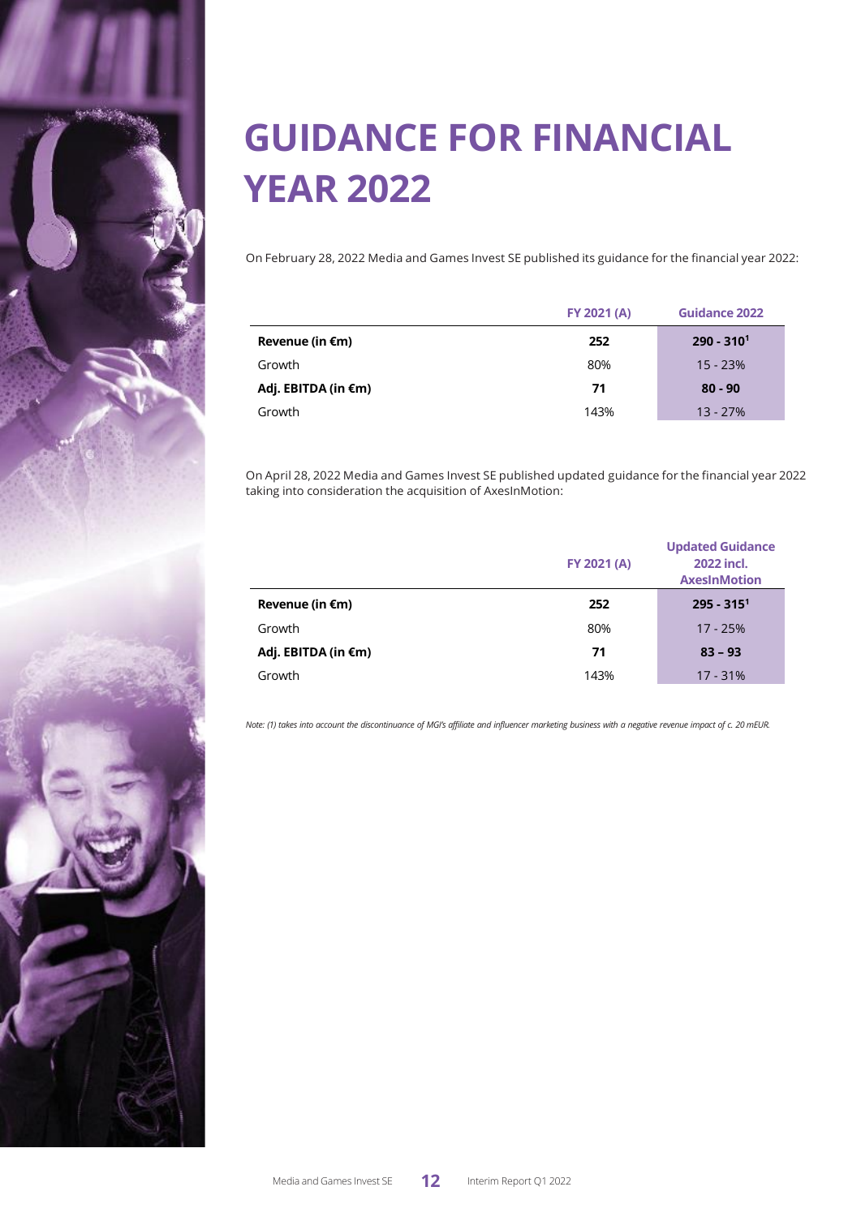# GUIDANCE FOR FINANCIAL YEAR 2022

On February 28, 2022 Media and Games Invest SE published its guidance for the financial year 2022:

| | FY 2021 (A) | Guidance 2022 |
|---|---|---|
| **Revenue (in €m)** | **252** | **290 - 310[1]** |
| Growth | 80% | 15 - 23% |
| **Adj. EBITDA (in €m)** | **71** | **80 - 90** |
| Growth | 143% | 13 - 27% |

On April 28, 2022 Media and Games Invest SE published updated guidance for the financial year 2022 taking into consideration the acquisition of AxesInMotion:

| | FY 2021 (A) | Updated Guidance 2022 incl. AxesInMotion |
|---|---|---|
| **Revenue (in €m)** | **252** | **295 - 315[1]** |
| Growth | 80% | 17 - 25% |
| **Adj. EBITDA (in €m)** | **71** | **83 – 93** |
| Growth | 143% | 17 - 31% |

*Note: (1) takes into account the discontinuance of MGI's affiliate and influencer marketing business with a negative revenue impact of c. 20 mEUR.*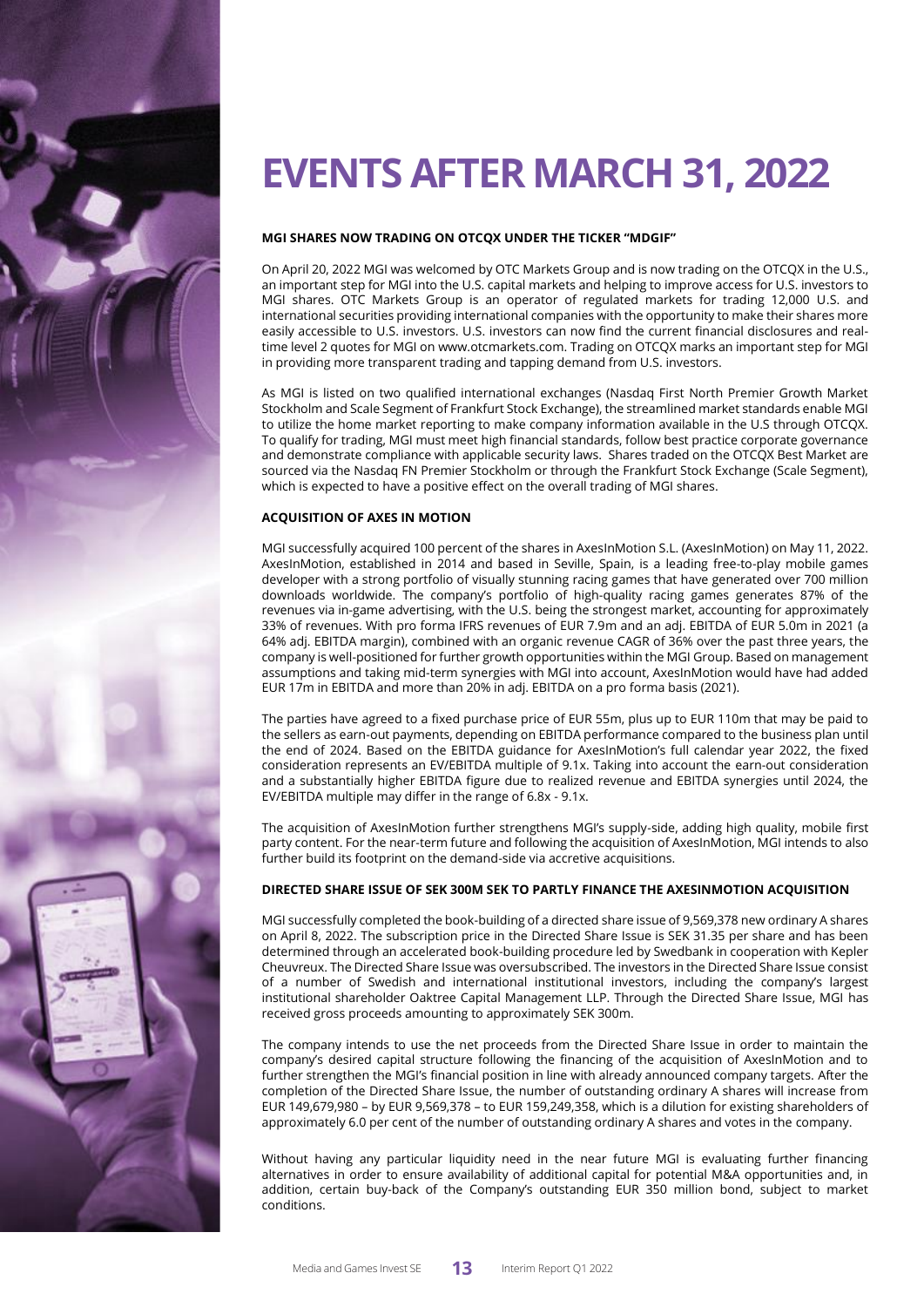# EVENTS AFTER MARCH 31, 2022

### MGI SHARES NOW TRADING ON OTCQX UNDER THE TICKER "MDGIF"

On April 20, 2022 MGI was welcomed by OTC Markets Group and is now trading on the OTCQX in the U.S., an important step for MGI into the U.S. capital markets and helping to improve access for U.S. investors to MGI shares. OTC Markets Group is an operator of regulated markets for trading 12,000 U.S. and international securities providing international companies with the opportunity to make their shares more easily accessible to U.S. investors. U.S. investors can now find the current financial disclosures and real-time level 2 quotes for MGI on www.otcmarkets.com. Trading on OTCQX marks an important step for MGI in providing more transparent trading and tapping demand from U.S. investors.

As MGI is listed on two qualified international exchanges (Nasdaq First North Premier Growth Market Stockholm and Scale Segment of Frankfurt Stock Exchange), the streamlined market standards enable MGI to utilize the home market reporting to make company information available in the U.S through OTCQX. To qualify for trading, MGI must meet high financial standards, follow best practice corporate governance and demonstrate compliance with applicable security laws. Shares traded on the OTCQX Best Market are sourced via the Nasdaq FN Premier Stockholm or through the Frankfurt Stock Exchange (Scale Segment), which is expected to have a positive effect on the overall trading of MGI shares.

### ACQUISITION OF AXES IN MOTION

MGI successfully acquired 100 percent of the shares in AxesInMotion S.L. (AxesInMotion) on May 11, 2022. AxesInMotion, established in 2014 and based in Seville, Spain, is a leading free-to-play mobile games developer with a strong portfolio of visually stunning racing games that have generated over 700 million downloads worldwide. The company's portfolio of high-quality racing games generates 87% of the revenues via in-game advertising, with the U.S. being the strongest market, accounting for approximately 33% of revenues. With pro forma IFRS revenues of EUR 7.9m and an adj. EBITDA of EUR 5.0m in 2021 (a 64% adj. EBITDA margin), combined with an organic revenue CAGR of 36% over the past three years, the company is well-positioned for further growth opportunities within the MGI Group. Based on management assumptions and taking mid-term synergies with MGI into account, AxesInMotion would have had added EUR 17m in EBITDA and more than 20% in adj. EBITDA on a pro forma basis (2021).

The parties have agreed to a fixed purchase price of EUR 55m, plus up to EUR 110m that may be paid to the sellers as earn-out payments, depending on EBITDA performance compared to the business plan until the end of 2024. Based on the EBITDA guidance for AxesInMotion's full calendar year 2022, the fixed consideration represents an EV/EBITDA multiple of 9.1x. Taking into account the earn-out consideration and a substantially higher EBITDA figure due to realized revenue and EBITDA synergies until 2024, the EV/EBITDA multiple may differ in the range of 6.8x - 9.1x.

The acquisition of AxesInMotion further strengthens MGI's supply-side, adding high quality, mobile first party content. For the near-term future and following the acquisition of AxesInMotion, MGI intends to also further build its footprint on the demand-side via accretive acquisitions.

### DIRECTED SHARE ISSUE OF SEK 300M SEK TO PARTLY FINANCE THE AXESINMOTION ACQUISITION

MGI successfully completed the book-building of a directed share issue of 9,569,378 new ordinary A shares on April 8, 2022. The subscription price in the Directed Share Issue is SEK 31.35 per share and has been determined through an accelerated book-building procedure led by Swedbank in cooperation with Kepler Cheuvreux. The Directed Share Issue was oversubscribed. The investors in the Directed Share Issue consist of a number of Swedish and international institutional investors, including the company's largest institutional shareholder Oaktree Capital Management LLP. Through the Directed Share Issue, MGI has received gross proceeds amounting to approximately SEK 300m.

The company intends to use the net proceeds from the Directed Share Issue in order to maintain the company's desired capital structure following the financing of the acquisition of AxesInMotion and to further strengthen the MGI's financial position in line with already announced company targets. After the completion of the Directed Share Issue, the number of outstanding ordinary A shares will increase from EUR 149,679,980 – by EUR 9,569,378 – to EUR 159,249,358, which is a dilution for existing shareholders of approximately 6.0 per cent of the number of outstanding ordinary A shares and votes in the company.

Without having any particular liquidity need in the near future MGI is evaluating further financing alternatives in order to ensure availability of additional capital for potential M&A opportunities and, in addition, certain buy-back of the Company's outstanding EUR 350 million bond, subject to market conditions.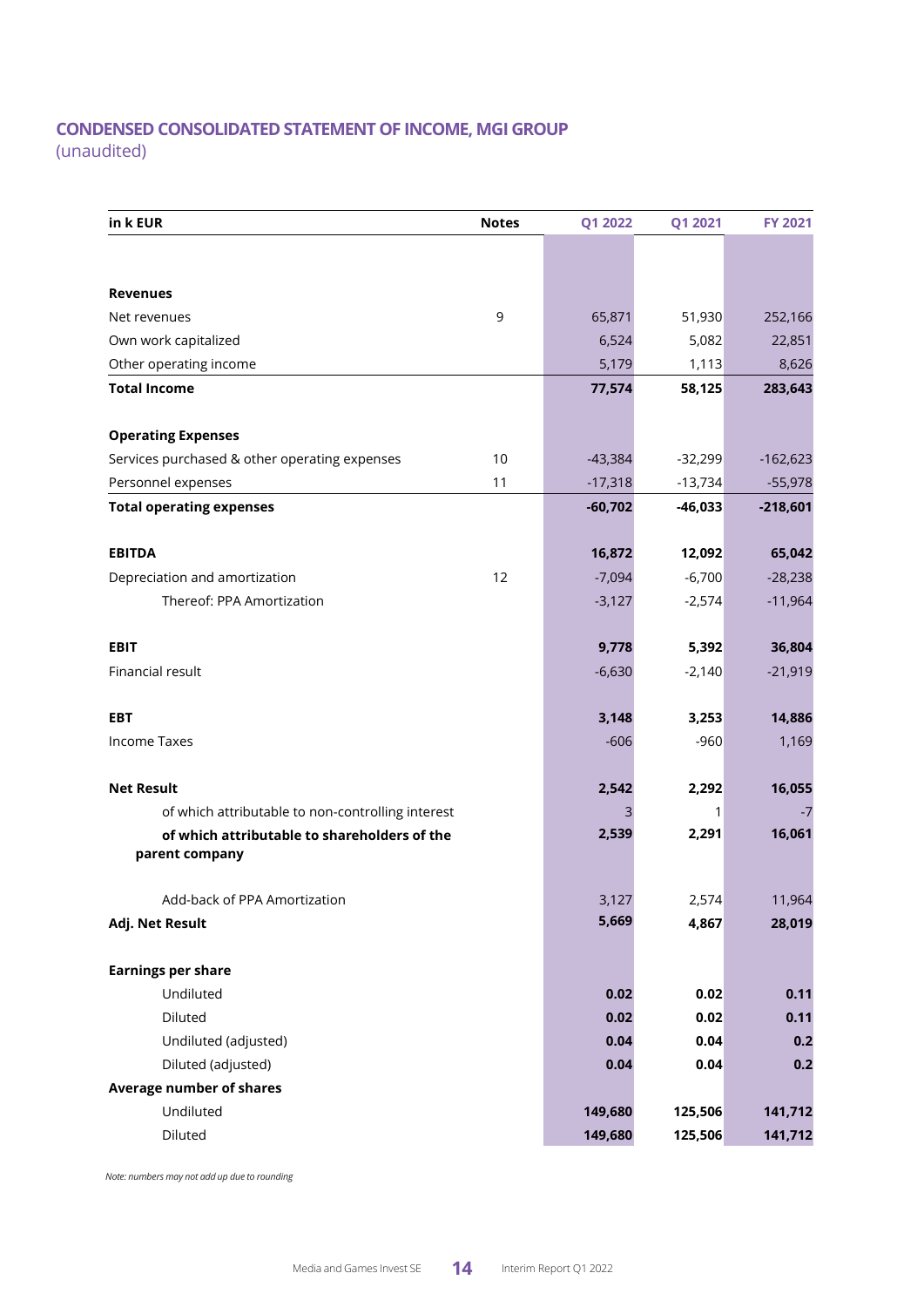## CONDENSED CONSOLIDATED STATEMENT OF INCOME, MGI GROUP

(unaudited)

| in k EUR | Notes | Q1 2022 | Q1 2021 | FY 2021 |
|---|---|---|---|---|
| **Revenues** | | | | |
| Net revenues | 9 | 65,871 | 51,930 | 252,166 |
| Own work capitalized | | 6,524 | 5,082 | 22,851 |
| Other operating income | | 5,179 | 1,113 | 8,626 |
| **Total Income** | | **77,574** | **58,125** | **283,643** |
| **Operating Expenses** | | | | |
| Services purchased & other operating expenses | 10 | -43,384 | -32,299 | -162,623 |
| Personnel expenses | 11 | -17,318 | -13,734 | -55,978 |
| **Total operating expenses** | | **-60,702** | **-46,033** | **-218,601** |
| **EBITDA** | | **16,872** | **12,092** | **65,042** |
| Depreciation and amortization | 12 | -7,094 | -6,700 | -28,238 |
| Thereof: PPA Amortization | | -3,127 | -2,574 | -11,964 |
| **EBIT** | | **9,778** | **5,392** | **36,804** |
| Financial result | | -6,630 | -2,140 | -21,919 |
| **EBT** | | **3,148** | **3,253** | **14,886** |
| Income Taxes | | -606 | -960 | 1,169 |
| **Net Result** | | **2,542** | **2,292** | **16,055** |
| of which attributable to non-controlling interest | | 3 | 1 | -7 |
| **of which attributable to shareholders of the parent company** | | **2,539** | **2,291** | **16,061** |
| Add-back of PPA Amortization | | 3,127 | 2,574 | 11,964 |
| **Adj. Net Result** | | **5,669** | **4,867** | **28,019** |
| **Earnings per share** | | | | |
| Undiluted | | **0.02** | **0.02** | **0.11** |
| Diluted | | **0.02** | **0.02** | **0.11** |
| Undiluted (adjusted) | | **0.04** | **0.04** | **0.2** |
| Diluted (adjusted) | | **0.04** | **0.04** | **0.2** |
| **Average number of shares** | | | | |
| Undiluted | | **149,680** | **125,506** | **141,712** |
| Diluted | | **149,680** | **125,506** | **141,712** |

*Note: numbers may not add up due to rounding*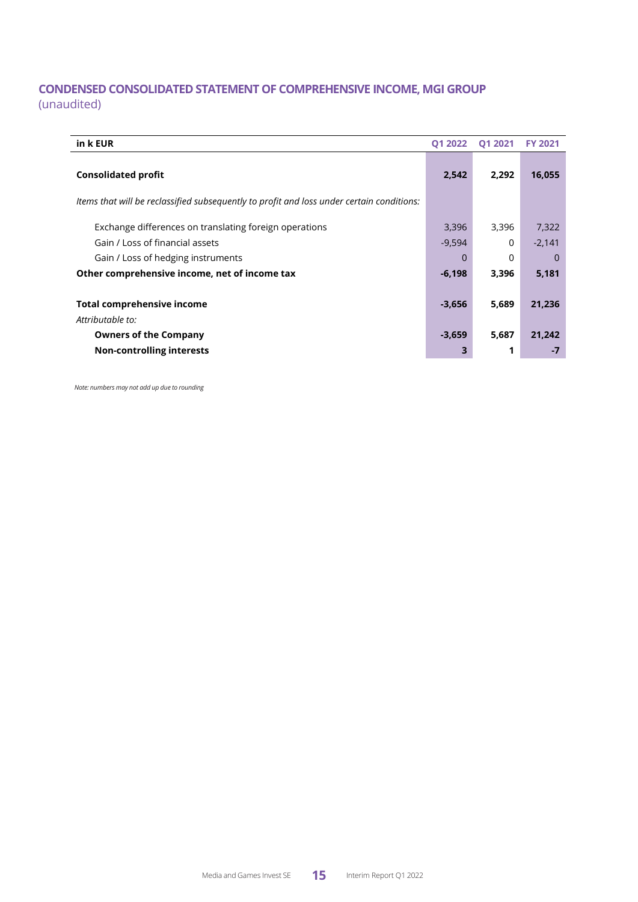## CONDENSED CONSOLIDATED STATEMENT OF COMPREHENSIVE INCOME, MGI GROUP

(unaudited)

| in k EUR | Q1 2022 | Q1 2021 | FY 2021 |
|---|---|---|---|
| **Consolidated profit** | **2,542** | **2,292** | **16,055** |
| *Items that will be reclassified subsequently to profit and loss under certain conditions:* | | | |
| Exchange differences on translating foreign operations | 3,396 | 3,396 | 7,322 |
| Gain / Loss of financial assets | -9,594 | 0 | -2,141 |
| Gain / Loss of hedging instruments | 0 | 0 | 0 |
| **Other comprehensive income, net of income tax** | **-6,198** | **3,396** | **5,181** |
| **Total comprehensive income** | **-3,656** | **5,689** | **21,236** |
| *Attributable to:* | | | |
| **Owners of the Company** | **-3,659** | **5,687** | **21,242** |
| **Non-controlling interests** | **3** | **1** | **-7** |

*Note: numbers may not add up due to rounding*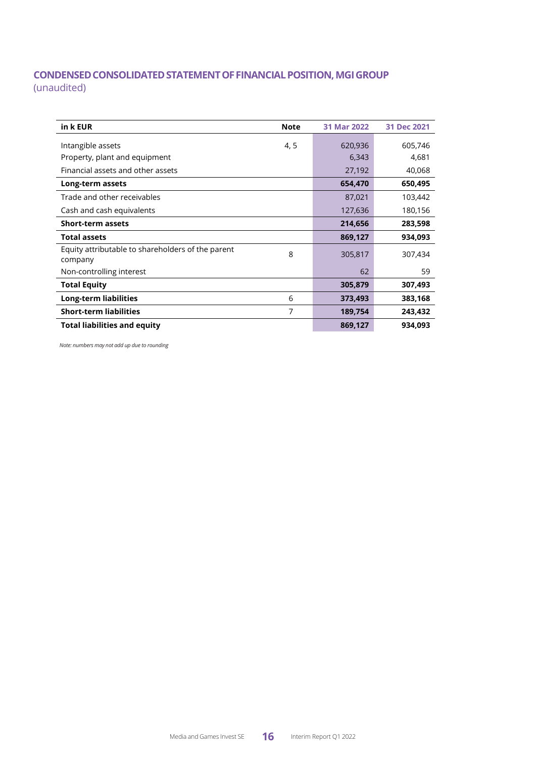## CONDENSED CONSOLIDATED STATEMENT OF FINANCIAL POSITION, MGI GROUP

(unaudited)

| in k EUR | Note | 31 Mar 2022 | 31 Dec 2021 |
|---|---|---|---|
| Intangible assets | 4, 5 | 620,936 | 605,746 |
| Property, plant and equipment | | 6,343 | 4,681 |
| Financial assets and other assets | | 27,192 | 40,068 |
| **Long-term assets** | | **654,470** | **650,495** |
| Trade and other receivables | | 87,021 | 103,442 |
| Cash and cash equivalents | | 127,636 | 180,156 |
| **Short-term assets** | | **214,656** | **283,598** |
| **Total assets** | | **869,127** | **934,093** |
| Equity attributable to shareholders of the parent company | 8 | 305,817 | 307,434 |
| Non-controlling interest | | 62 | 59 |
| **Total Equity** | | **305,879** | **307,493** |
| **Long-term liabilities** | 6 | **373,493** | **383,168** |
| **Short-term liabilities** | 7 | **189,754** | **243,432** |
| **Total liabilities and equity** | | **869,127** | **934,093** |

*Note: numbers may not add up due to rounding*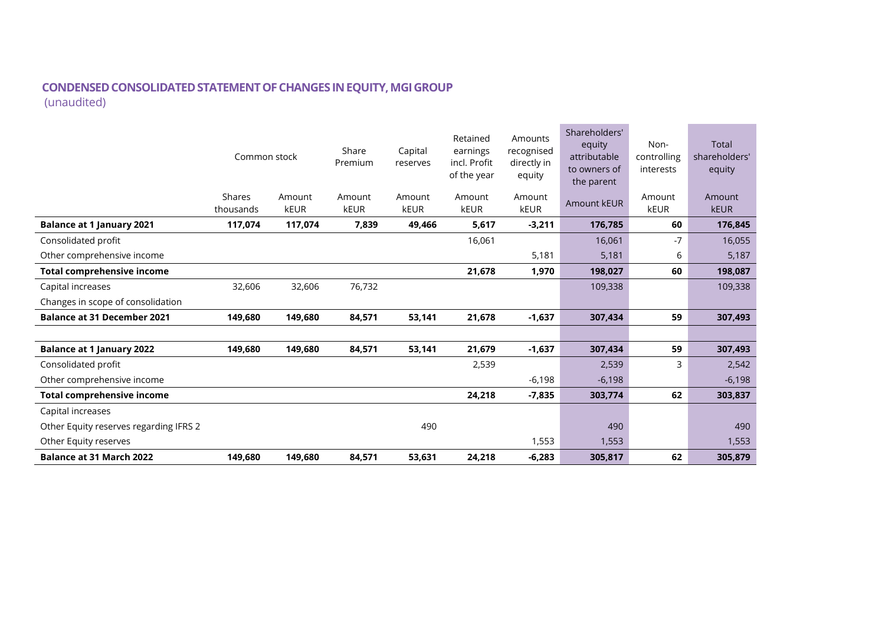## CONDENSED CONSOLIDATED STATEMENT OF CHANGES IN EQUITY, MGI GROUP

(unaudited)

| | Common stock | | Share Premium | Capital reserves | Retained earnings incl. Profit of the year | Amounts recognised directly in equity | Shareholders' equity attributable to owners of the parent | Non-controlling interests | Total shareholders' equity |
|---|---|---|---|---|---|---|---|---|---|
| | Shares thousands | Amount kEUR | Amount kEUR | Amount kEUR | Amount kEUR | Amount kEUR | Amount kEUR | Amount kEUR | Amount kEUR |
| **Balance at 1 January 2021** | **117,074** | **117,074** | **7,839** | **49,466** | **5,617** | **-3,211** | **176,785** | **60** | **176,845** |
| Consolidated profit | | | | | 16,061 | | 16,061 | -7 | 16,055 |
| Other comprehensive income | | | | | | 5,181 | 5,181 | 6 | 5,187 |
| **Total comprehensive income** | | | | | **21,678** | **1,970** | **198,027** | **60** | **198,087** |
| Capital increases | 32,606 | 32,606 | 76,732 | | | | 109,338 | | 109,338 |
| Changes in scope of consolidation | | | | | | | | | |
| **Balance at 31 December 2021** | **149,680** | **149,680** | **84,571** | **53,141** | **21,678** | **-1,637** | **307,434** | **59** | **307,493** |
| | | | | | | | | | |
| **Balance at 1 January 2022** | **149,680** | **149,680** | **84,571** | **53,141** | **21,679** | **-1,637** | **307,434** | **59** | **307,493** |
| Consolidated profit | | | | | 2,539 | | 2,539 | 3 | 2,542 |
| Other comprehensive income | | | | | | -6,198 | -6,198 | | -6,198 |
| **Total comprehensive income** | | | | | **24,218** | **-7,835** | **303,774** | **62** | **303,837** |
| Capital increases | | | | | | | | | |
| Other Equity reserves regarding IFRS 2 | | | | 490 | | | 490 | | 490 |
| Other Equity reserves | | | | | | 1,553 | 1,553 | | 1,553 |
| **Balance at 31 March 2022** | **149,680** | **149,680** | **84,571** | **53,631** | **24,218** | **-6,283** | **305,817** | **62** | **305,879** |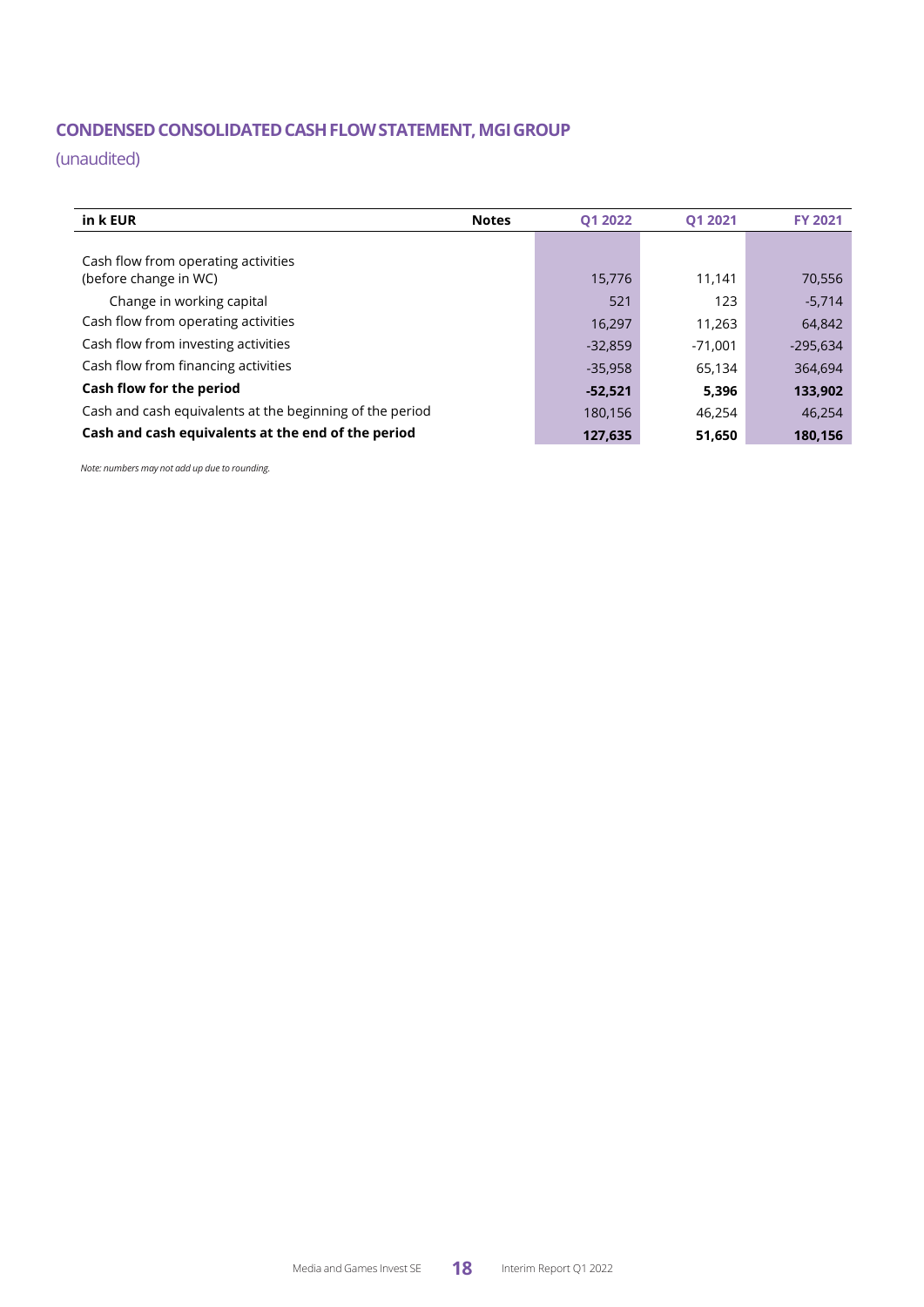## CONDENSED CONSOLIDATED CASH FLOW STATEMENT, MGI GROUP

(unaudited)

| in k EUR | Notes | Q1 2022 | Q1 2021 | FY 2021 |
|---|---|---|---|---|
| Cash flow from operating activities (before change in WC) | | 15,776 | 11,141 | 70,556 |
| Change in working capital | | 521 | 123 | -5,714 |
| Cash flow from operating activities | | 16,297 | 11,263 | 64,842 |
| Cash flow from investing activities | | -32,859 | -71,001 | -295,634 |
| Cash flow from financing activities | | -35,958 | 65,134 | 364,694 |
| **Cash flow for the period** | | **-52,521** | **5,396** | **133,902** |
| Cash and cash equivalents at the beginning of the period | | 180,156 | 46,254 | 46,254 |
| **Cash and cash equivalents at the end of the period** | | **127,635** | **51,650** | **180,156** |

*Note: numbers may not add up due to rounding.*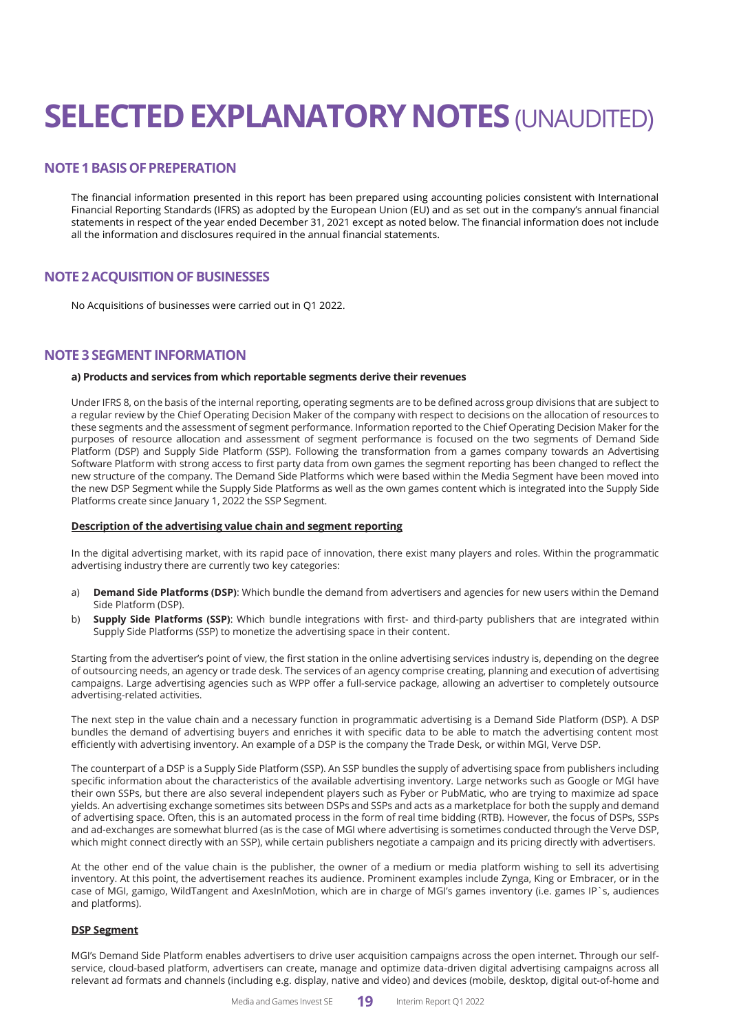# SELECTED EXPLANATORY NOTES (UNAUDITED)

## NOTE 1 BASIS OF PREPERATION

The financial information presented in this report has been prepared using accounting policies consistent with International Financial Reporting Standards (IFRS) as adopted by the European Union (EU) and as set out in the company's annual financial statements in respect of the year ended December 31, 2021 except as noted below. The financial information does not include all the information and disclosures required in the annual financial statements.

## NOTE 2 ACQUISITION OF BUSINESSES

No Acquisitions of businesses were carried out in Q1 2022.

## NOTE 3 SEGMENT INFORMATION

**a) Products and services from which reportable segments derive their revenues**

Under IFRS 8, on the basis of the internal reporting, operating segments are to be defined across group divisions that are subject to a regular review by the Chief Operating Decision Maker of the company with respect to decisions on the allocation of resources to these segments and the assessment of segment performance. Information reported to the Chief Operating Decision Maker for the purposes of resource allocation and assessment of segment performance is focused on the two segments of Demand Side Platform (DSP) and Supply Side Platform (SSP). Following the transformation from a games company towards an Advertising Software Platform with strong access to first party data from own games the segment reporting has been changed to reflect the new structure of the company. The Demand Side Platforms which were based within the Media Segment have been moved into the new DSP Segment while the Supply Side Platforms as well as the own games content which is integrated into the Supply Side Platforms create since January 1, 2022 the SSP Segment.

**Description of the advertising value chain and segment reporting**

In the digital advertising market, with its rapid pace of innovation, there exist many players and roles. Within the programmatic advertising industry there are currently two key categories:

a) **Demand Side Platforms (DSP)**: Which bundle the demand from advertisers and agencies for new users within the Demand Side Platform (DSP).
b) **Supply Side Platforms (SSP)**: Which bundle integrations with first- and third-party publishers that are integrated within Supply Side Platforms (SSP) to monetize the advertising space in their content.

Starting from the advertiser's point of view, the first station in the online advertising services industry is, depending on the degree of outsourcing needs, an agency or trade desk. The services of an agency comprise creating, planning and execution of advertising campaigns. Large advertising agencies such as WPP offer a full-service package, allowing an advertiser to completely outsource advertising-related activities.

The next step in the value chain and a necessary function in programmatic advertising is a Demand Side Platform (DSP). A DSP bundles the demand of advertising buyers and enriches it with specific data to be able to match the advertising content most efficiently with advertising inventory. An example of a DSP is the company the Trade Desk, or within MGI, Verve DSP.

The counterpart of a DSP is a Supply Side Platform (SSP). An SSP bundles the supply of advertising space from publishers including specific information about the characteristics of the available advertising inventory. Large networks such as Google or MGI have their own SSPs, but there are also several independent players such as Fyber or PubMatic, who are trying to maximize ad space yields. An advertising exchange sometimes sits between DSPs and SSPs and acts as a marketplace for both the supply and demand of advertising space. Often, this is an automated process in the form of real time bidding (RTB). However, the focus of DSPs, SSPs and ad-exchanges are somewhat blurred (as is the case of MGI where advertising is sometimes conducted through the Verve DSP, which might connect directly with an SSP), while certain publishers negotiate a campaign and its pricing directly with advertisers.

At the other end of the value chain is the publisher, the owner of a medium or media platform wishing to sell its advertising inventory. At this point, the advertisement reaches its audience. Prominent examples include Zynga, King or Embracer, or in the case of MGI, gamigo, WildTangent and AxesInMotion, which are in charge of MGI's games inventory (i.e. games IP`s, audiences and platforms).

**DSP Segment**

MGI's Demand Side Platform enables advertisers to drive user acquisition campaigns across the open internet. Through our self-service, cloud-based platform, advertisers can create, manage and optimize data-driven digital advertising campaigns across all relevant ad formats and channels (including e.g. display, native and video) and devices (mobile, desktop, digital out-of-home and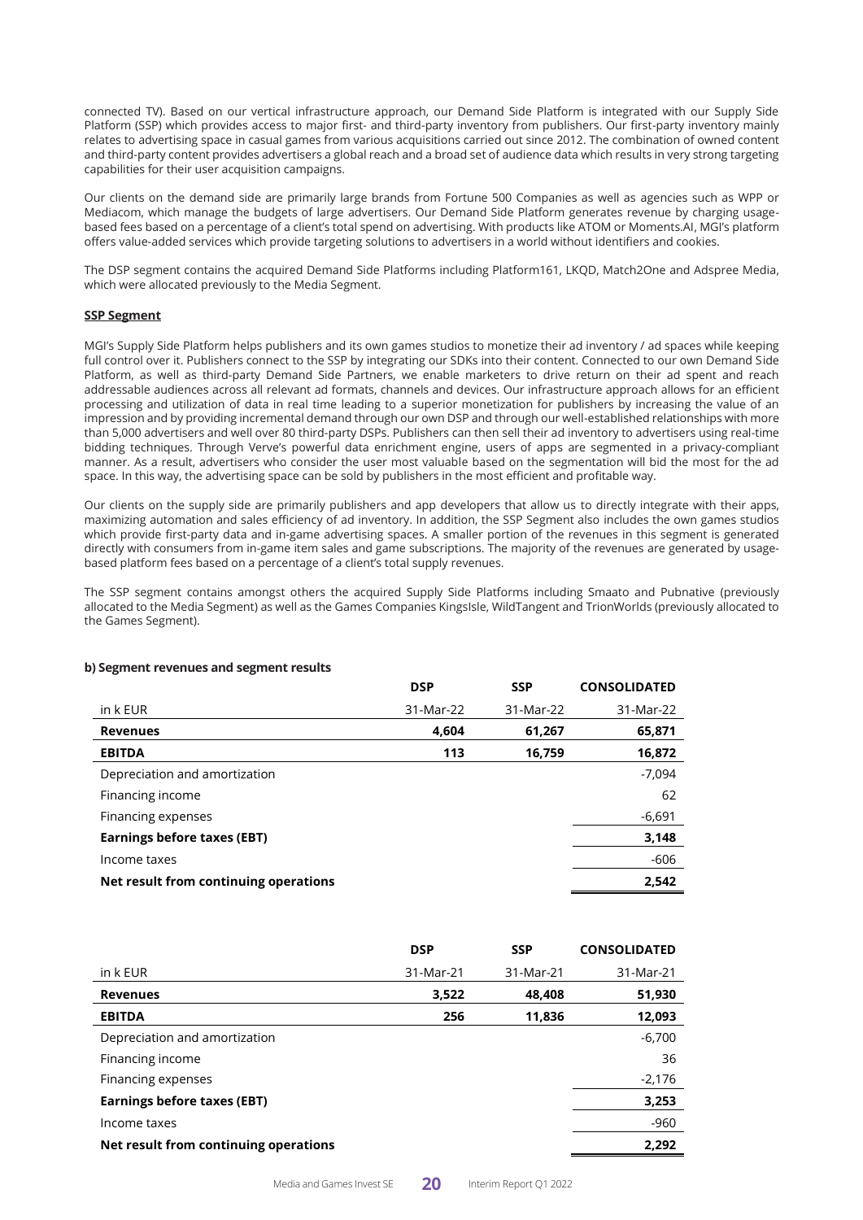connected TV). Based on our vertical infrastructure approach, our Demand Side Platform is integrated with our Supply Side Platform (SSP) which provides access to major first- and third-party inventory from publishers. Our first-party inventory mainly relates to advertising space in casual games from various acquisitions carried out since 2012. The combination of owned content and third-party content provides advertisers a global reach and a broad set of audience data which results in very strong targeting capabilities for their user acquisition campaigns.

Our clients on the demand side are primarily large brands from Fortune 500 Companies as well as agencies such as WPP or Mediacom, which manage the budgets of large advertisers. Our Demand Side Platform generates revenue by charging usage-based fees based on a percentage of a client's total spend on advertising. With products like ATOM or Moments.AI, MGI's platform offers value-added services which provide targeting solutions to advertisers in a world without identifiers and cookies.

The DSP segment contains the acquired Demand Side Platforms including Platform161, LKQD, Match2One and Adspree Media, which were allocated previously to the Media Segment.

**SSP Segment**

MGI's Supply Side Platform helps publishers and its own games studios to monetize their ad inventory / ad spaces while keeping full control over it. Publishers connect to the SSP by integrating our SDKs into their content. Connected to our own Demand Side Platform, as well as third-party Demand Side Partners, we enable marketers to drive return on their ad spent and reach addressable audiences across all relevant ad formats, channels and devices. Our infrastructure approach allows for an efficient processing and utilization of data in real time leading to a superior monetization for publishers by increasing the value of an impression and by providing incremental demand through our own DSP and through our well-established relationships with more than 5,000 advertisers and well over 80 third-party DSPs. Publishers can then sell their ad inventory to advertisers using real-time bidding techniques. Through Verve's powerful data enrichment engine, users of apps are segmented in a privacy-compliant manner. As a result, advertisers who consider the user most valuable based on the segmentation will bid the most for the ad space. In this way, the advertising space can be sold by publishers in the most efficient and profitable way.

Our clients on the supply side are primarily publishers and app developers that allow us to directly integrate with their apps, maximizing automation and sales efficiency of ad inventory. In addition, the SSP Segment also includes the own games studios which provide first-party data and in-game advertising spaces. A smaller portion of the revenues in this segment is generated directly with consumers from in-game item sales and game subscriptions. The majority of the revenues are generated by usage-based platform fees based on a percentage of a client's total supply revenues.

The SSP segment contains amongst others the acquired Supply Side Platforms including Smaato and Pubnative (previously allocated to the Media Segment) as well as the Games Companies KingsIsle, WildTangent and TrionWorlds (previously allocated to the Games Segment).

**b) Segment revenues and segment results**

| | **DSP** | **SSP** | **CONSOLIDATED** |
|---|---|---|---|
| in k EUR | 31-Mar-22 | 31-Mar-22 | 31-Mar-22 |
| **Revenues** | **4,604** | **61,267** | **65,871** |
| **EBITDA** | **113** | **16,759** | **16,872** |
| Depreciation and amortization | | | -7,094 |
| Financing income | | | 62 |
| Financing expenses | | | -6,691 |
| **Earnings before taxes (EBT)** | | | **3,148** |
| Income taxes | | | -606 |
| **Net result from continuing operations** | | | **2,542** |

| | **DSP** | **SSP** | **CONSOLIDATED** |
|---|---|---|---|
| in k EUR | 31-Mar-21 | 31-Mar-21 | 31-Mar-21 |
| **Revenues** | **3,522** | **48,408** | **51,930** |
| **EBITDA** | **256** | **11,836** | **12,093** |
| Depreciation and amortization | | | -6,700 |
| Financing income | | | 36 |
| Financing expenses | | | -2,176 |
| **Earnings before taxes (EBT)** | | | **3,253** |
| Income taxes | | | -960 |
| **Net result from continuing operations** | | | **2,292** |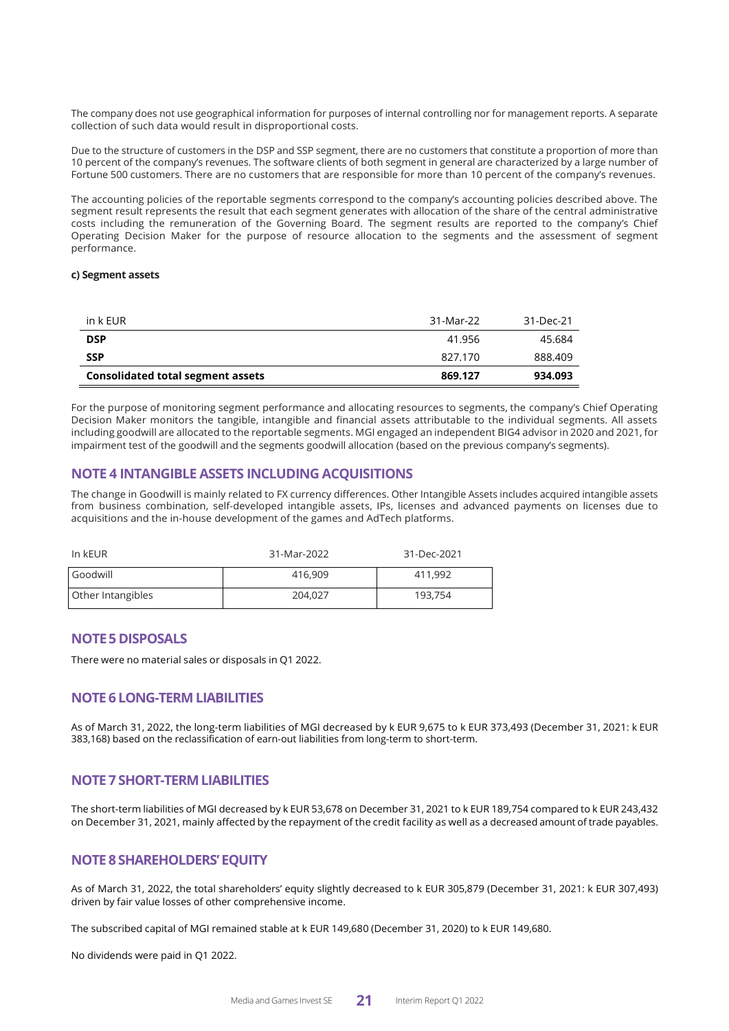The company does not use geographical information for purposes of internal controlling nor for management reports. A separate collection of such data would result in disproportional costs.

Due to the structure of customers in the DSP and SSP segment, there are no customers that constitute a proportion of more than 10 percent of the company's revenues. The software clients of both segment in general are characterized by a large number of Fortune 500 customers. There are no customers that are responsible for more than 10 percent of the company's revenues.

The accounting policies of the reportable segments correspond to the company's accounting policies described above. The segment result represents the result that each segment generates with allocation of the share of the central administrative costs including the remuneration of the Governing Board. The segment results are reported to the company's Chief Operating Decision Maker for the purpose of resource allocation to the segments and the assessment of segment performance.

**c) Segment assets**

| in k EUR | 31-Mar-22 | 31-Dec-21 |
|---|---|---|
| **DSP** | 41.956 | 45.684 |
| **SSP** | 827.170 | 888.409 |
| **Consolidated total segment assets** | **869.127** | **934.093** |

For the purpose of monitoring segment performance and allocating resources to segments, the company's Chief Operating Decision Maker monitors the tangible, intangible and financial assets attributable to the individual segments. All assets including goodwill are allocated to the reportable segments. MGI engaged an independent BIG4 advisor in 2020 and 2021, for impairment test of the goodwill and the segments goodwill allocation (based on the previous company's segments).

## NOTE 4 INTANGIBLE ASSETS INCLUDING ACQUISITIONS

The change in Goodwill is mainly related to FX currency differences. Other Intangible Assets includes acquired intangible assets from business combination, self-developed intangible assets, IPs, licenses and advanced payments on licenses due to acquisitions and the in-house development of the games and AdTech platforms.

| In kEUR | 31-Mar-2022 | 31-Dec-2021 |
|---|---|---|
| Goodwill | 416,909 | 411,992 |
| Other Intangibles | 204,027 | 193,754 |

## NOTE 5 DISPOSALS

There were no material sales or disposals in Q1 2022.

## NOTE 6 LONG-TERM LIABILITIES

As of March 31, 2022, the long-term liabilities of MGI decreased by k EUR 9,675 to k EUR 373,493 (December 31, 2021: k EUR 383,168) based on the reclassification of earn-out liabilities from long-term to short-term.

## NOTE 7 SHORT-TERM LIABILITIES

The short-term liabilities of MGI decreased by k EUR 53,678 on December 31, 2021 to k EUR 189,754 compared to k EUR 243,432 on December 31, 2021, mainly affected by the repayment of the credit facility as well as a decreased amount of trade payables.

## NOTE 8 SHAREHOLDERS' EQUITY

As of March 31, 2022, the total shareholders' equity slightly decreased to k EUR 305,879 (December 31, 2021: k EUR 307,493) driven by fair value losses of other comprehensive income.

The subscribed capital of MGI remained stable at k EUR 149,680 (December 31, 2020) to k EUR 149,680.

No dividends were paid in Q1 2022.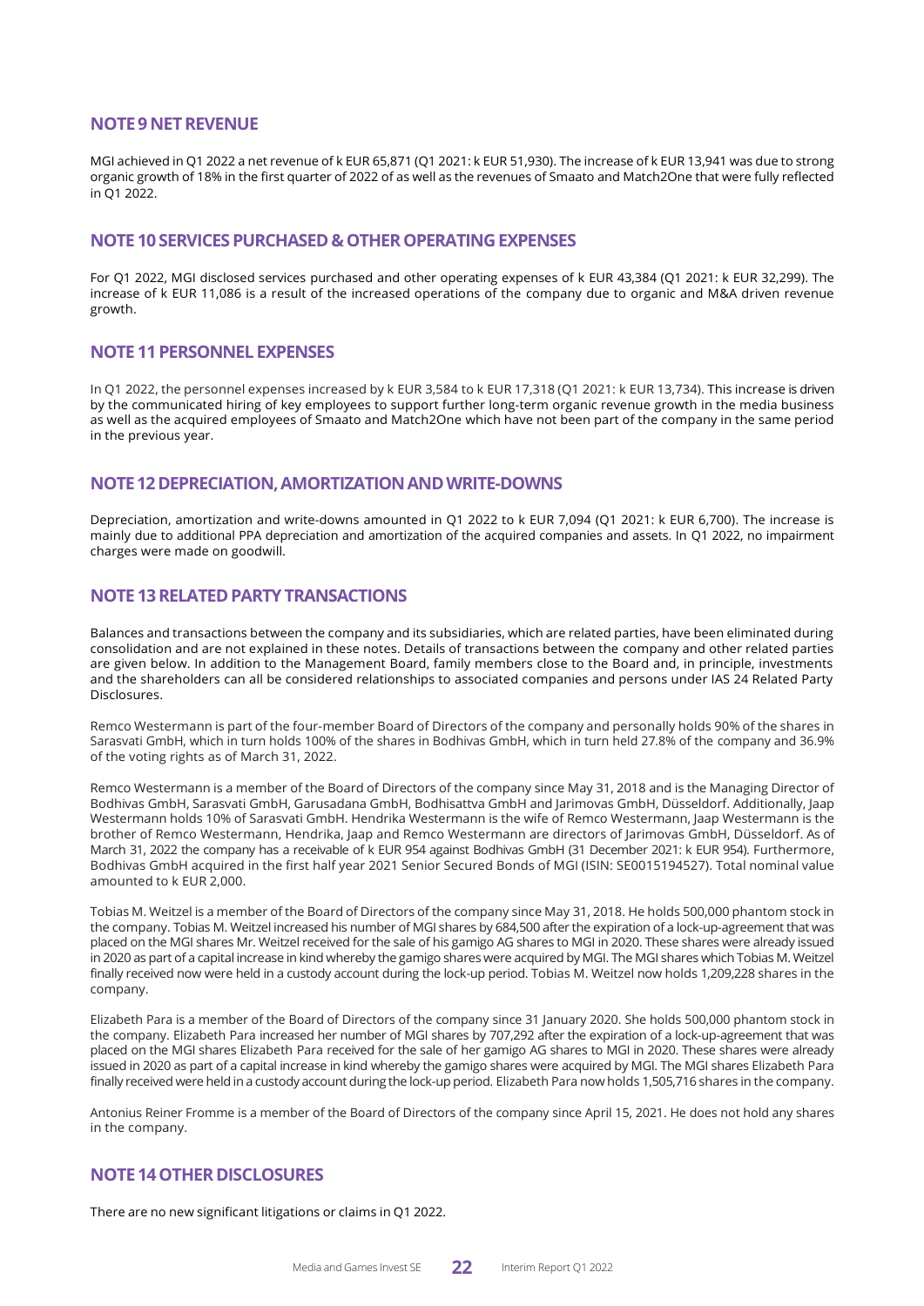## NOTE 9 NET REVENUE

MGI achieved in Q1 2022 a net revenue of k EUR 65,871 (Q1 2021: k EUR 51,930). The increase of k EUR 13,941 was due to strong organic growth of 18% in the first quarter of 2022 of as well as the revenues of Smaato and Match2One that were fully reflected in Q1 2022.

## NOTE 10 SERVICES PURCHASED & OTHER OPERATING EXPENSES

For Q1 2022, MGI disclosed services purchased and other operating expenses of k EUR 43,384 (Q1 2021: k EUR 32,299). The increase of k EUR 11,086 is a result of the increased operations of the company due to organic and M&A driven revenue growth.

## NOTE 11 PERSONNEL EXPENSES

In Q1 2022, the personnel expenses increased by k EUR 3,584 to k EUR 17,318 (Q1 2021: k EUR 13,734). This increase is driven by the communicated hiring of key employees to support further long-term organic revenue growth in the media business as well as the acquired employees of Smaato and Match2One which have not been part of the company in the same period in the previous year.

## NOTE 12 DEPRECIATION, AMORTIZATION AND WRITE-DOWNS

Depreciation, amortization and write-downs amounted in Q1 2022 to k EUR 7,094 (Q1 2021: k EUR 6,700). The increase is mainly due to additional PPA depreciation and amortization of the acquired companies and assets. In Q1 2022, no impairment charges were made on goodwill.

## NOTE 13 RELATED PARTY TRANSACTIONS

Balances and transactions between the company and its subsidiaries, which are related parties, have been eliminated during consolidation and are not explained in these notes. Details of transactions between the company and other related parties are given below. In addition to the Management Board, family members close to the Board and, in principle, investments and the shareholders can all be considered relationships to associated companies and persons under IAS 24 Related Party Disclosures.

Remco Westermann is part of the four-member Board of Directors of the company and personally holds 90% of the shares in Sarasvati GmbH, which in turn holds 100% of the shares in Bodhivas GmbH, which in turn held 27.8% of the company and 36.9% of the voting rights as of March 31, 2022.

Remco Westermann is a member of the Board of Directors of the company since May 31, 2018 and is the Managing Director of Bodhivas GmbH, Sarasvati GmbH, Garusadana GmbH, Bodhisattva GmbH and Jarimovas GmbH, Düsseldorf. Additionally, Jaap Westermann holds 10% of Sarasvati GmbH. Hendrika Westermann is the wife of Remco Westermann, Jaap Westermann is the brother of Remco Westermann, Hendrika, Jaap and Remco Westermann are directors of Jarimovas GmbH, Düsseldorf. As of March 31, 2022 the company has a receivable of k EUR 954 against Bodhivas GmbH (31 December 2021: k EUR 954). Furthermore, Bodhivas GmbH acquired in the first half year 2021 Senior Secured Bonds of MGI (ISIN: SE0015194527). Total nominal value amounted to k EUR 2,000.

Tobias M. Weitzel is a member of the Board of Directors of the company since May 31, 2018. He holds 500,000 phantom stock in the company. Tobias M. Weitzel increased his number of MGI shares by 684,500 after the expiration of a lock-up-agreement that was placed on the MGI shares Mr. Weitzel received for the sale of his gamigo AG shares to MGI in 2020. These shares were already issued in 2020 as part of a capital increase in kind whereby the gamigo shares were acquired by MGI. The MGI shares which Tobias M. Weitzel finally received now were held in a custody account during the lock-up period. Tobias M. Weitzel now holds 1,209,228 shares in the company.

Elizabeth Para is a member of the Board of Directors of the company since 31 January 2020. She holds 500,000 phantom stock in the company. Elizabeth Para increased her number of MGI shares by 707,292 after the expiration of a lock-up-agreement that was placed on the MGI shares Elizabeth Para received for the sale of her gamigo AG shares to MGI in 2020. These shares were already issued in 2020 as part of a capital increase in kind whereby the gamigo shares were acquired by MGI. The MGI shares Elizabeth Para finally received were held in a custody account during the lock-up period. Elizabeth Para now holds 1,505,716 shares in the company.

Antonius Reiner Fromme is a member of the Board of Directors of the company since April 15, 2021. He does not hold any shares in the company.

## NOTE 14 OTHER DISCLOSURES

There are no new significant litigations or claims in Q1 2022.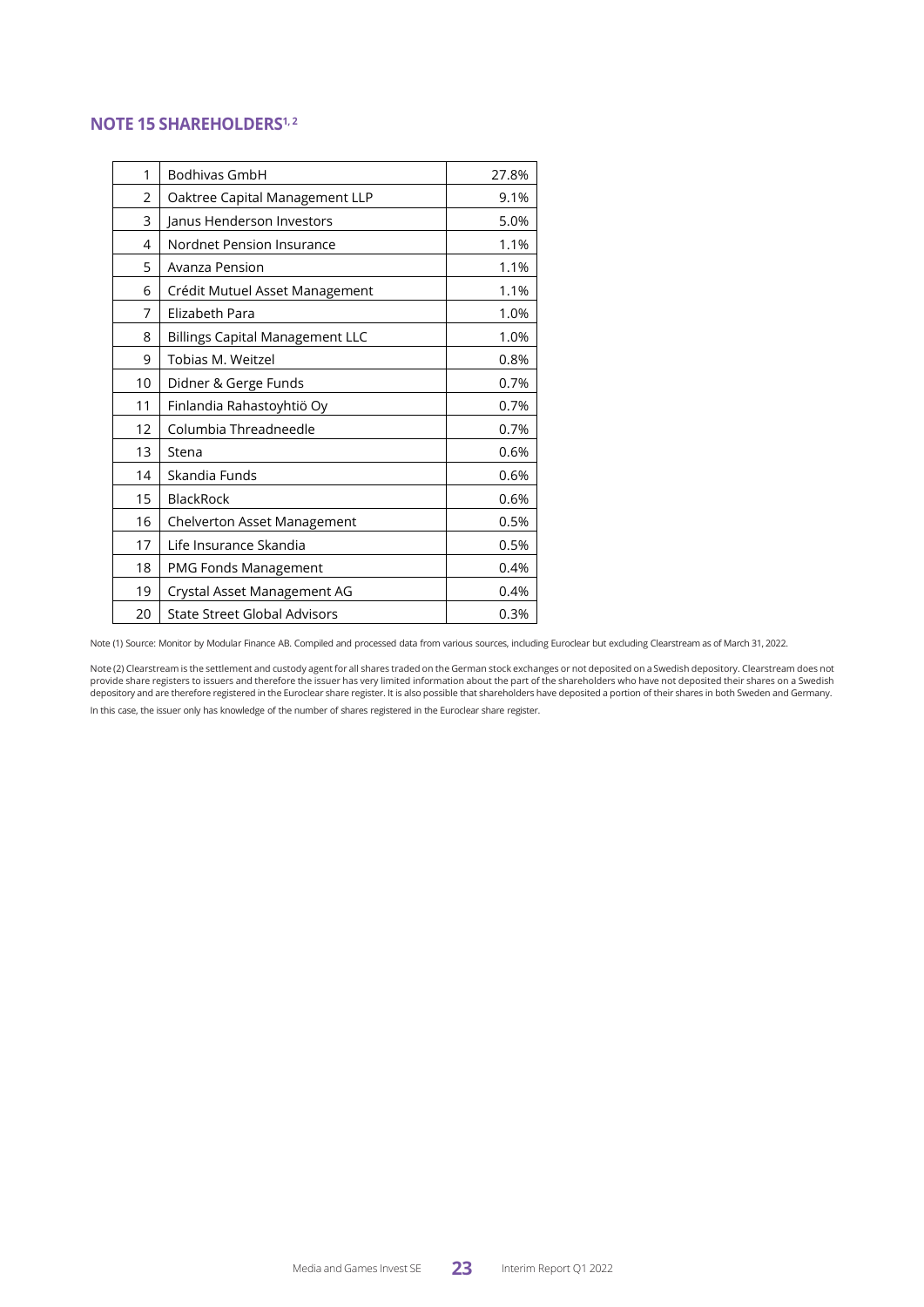## NOTE 15 SHAREHOLDERS[1, 2]

| | | |
|---|---|---|
| 1 | Bodhivas GmbH | 27.8% |
| 2 | Oaktree Capital Management LLP | 9.1% |
| 3 | Janus Henderson Investors | 5.0% |
| 4 | Nordnet Pension Insurance | 1.1% |
| 5 | Avanza Pension | 1.1% |
| 6 | Crédit Mutuel Asset Management | 1.1% |
| 7 | Elizabeth Para | 1.0% |
| 8 | Billings Capital Management LLC | 1.0% |
| 9 | Tobias M. Weitzel | 0.8% |
| 10 | Didner & Gerge Funds | 0.7% |
| 11 | Finlandia Rahastoyhtiö Oy | 0.7% |
| 12 | Columbia Threadneedle | 0.7% |
| 13 | Stena | 0.6% |
| 14 | Skandia Funds | 0.6% |
| 15 | BlackRock | 0.6% |
| 16 | Chelverton Asset Management | 0.5% |
| 17 | Life Insurance Skandia | 0.5% |
| 18 | PMG Fonds Management | 0.4% |
| 19 | Crystal Asset Management AG | 0.4% |
| 20 | State Street Global Advisors | 0.3% |

Note (1) Source: Monitor by Modular Finance AB. Compiled and processed data from various sources, including Euroclear but excluding Clearstream as of March 31, 2022.

Note (2) Clearstream is the settlement and custody agent for all shares traded on the German stock exchanges or not deposited on a Swedish depository. Clearstream does not provide share registers to issuers and therefore the issuer has very limited information about the part of the shareholders who have not deposited their shares on a Swedish depository and are therefore registered in the Euroclear share register. It is also possible that shareholders have deposited a portion of their shares in both Sweden and Germany.

In this case, the issuer only has knowledge of the number of shares registered in the Euroclear share register.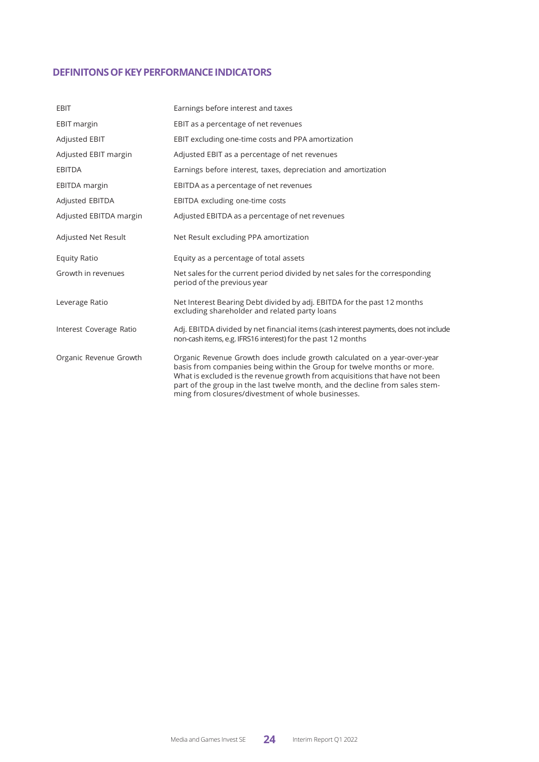## DEFINITONS OF KEY PERFORMANCE INDICATORS

| | |
|---|---|
| EBIT | Earnings before interest and taxes |
| EBIT margin | EBIT as a percentage of net revenues |
| Adjusted EBIT | EBIT excluding one-time costs and PPA amortization |
| Adjusted EBIT margin | Adjusted EBIT as a percentage of net revenues |
| EBITDA | Earnings before interest, taxes, depreciation and amortization |
| EBITDA margin | EBITDA as a percentage of net revenues |
| Adjusted EBITDA | EBITDA excluding one-time costs |
| Adjusted EBITDA margin | Adjusted EBITDA as a percentage of net revenues |
| Adjusted Net Result | Net Result excluding PPA amortization |
| Equity Ratio | Equity as a percentage of total assets |
| Growth in revenues | Net sales for the current period divided by net sales for the corresponding period of the previous year |
| Leverage Ratio | Net Interest Bearing Debt divided by adj. EBITDA for the past 12 months excluding shareholder and related party loans |
| Interest Coverage Ratio | Adj. EBITDA divided by net financial items (cash interest payments, does not include non-cash items, e.g. IFRS16 interest) for the past 12 months |
| Organic Revenue Growth | Organic Revenue Growth does include growth calculated on a year-over-year basis from companies being within the Group for twelve months or more. What is excluded is the revenue growth from acquisitions that have not been part of the group in the last twelve month, and the decline from sales stemming from closures/divestment of whole businesses. |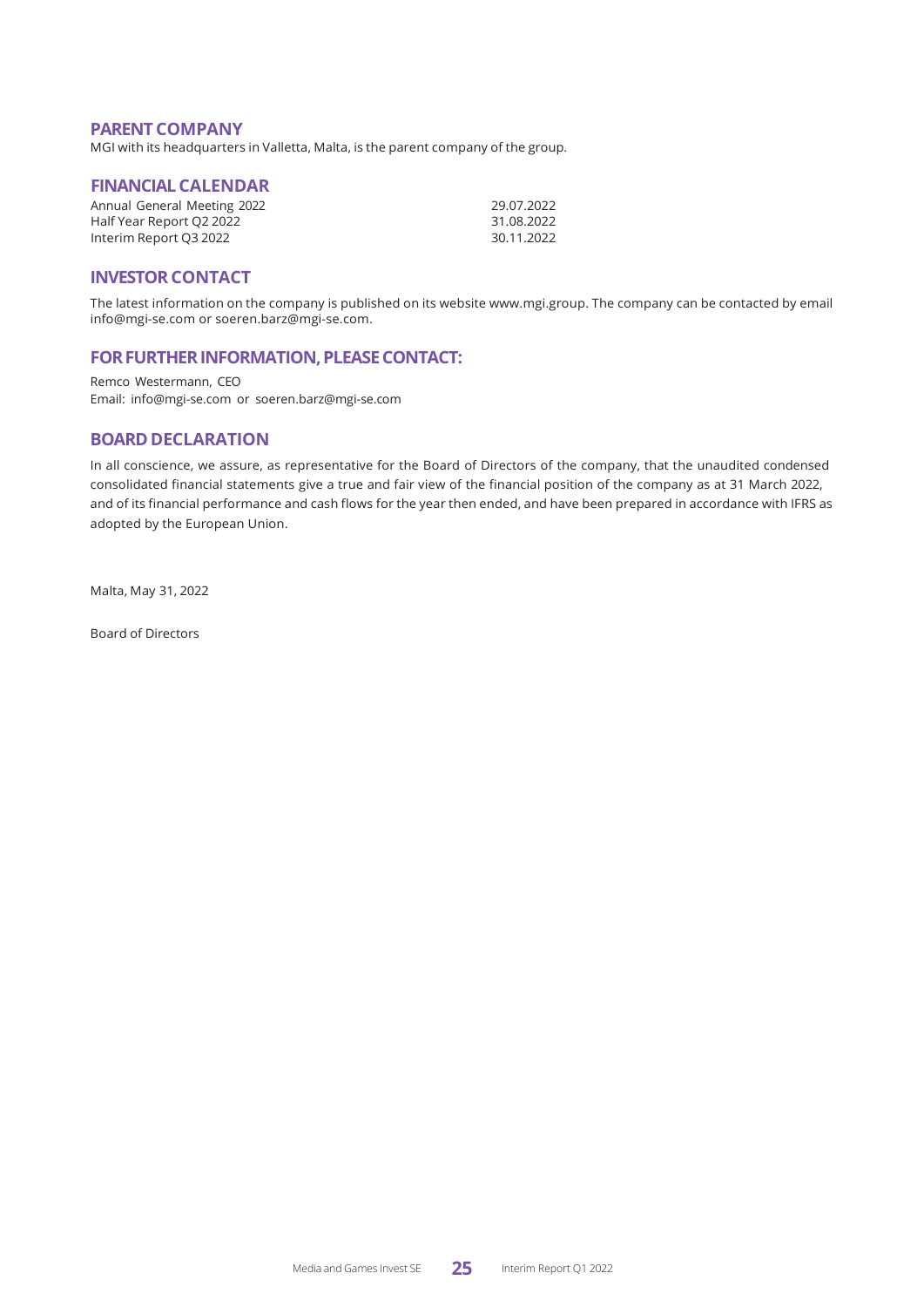## PARENT COMPANY

MGI with its headquarters in Valletta, Malta, is the parent company of the group.

## FINANCIAL CALENDAR

| | |
|---|---|
| Annual General Meeting 2022 | 29.07.2022 |
| Half Year Report Q2 2022 | 31.08.2022 |
| Interim Report Q3 2022 | 30.11.2022 |

## INVESTOR CONTACT

The latest information on the company is published on its website www.mgi.group. The company can be contacted by email info@mgi-se.com or soeren.barz@mgi-se.com.

## FOR FURTHER INFORMATION, PLEASE CONTACT:

Remco Westermann, CEO
Email: info@mgi-se.com or soeren.barz@mgi-se.com

## BOARD DECLARATION

In all conscience, we assure, as representative for the Board of Directors of the company, that the unaudited condensed consolidated financial statements give a true and fair view of the financial position of the company as at 31 March 2022, and of its financial performance and cash flows for the year then ended, and have been prepared in accordance with IFRS as adopted by the European Union.

Malta, May 31, 2022

Board of Directors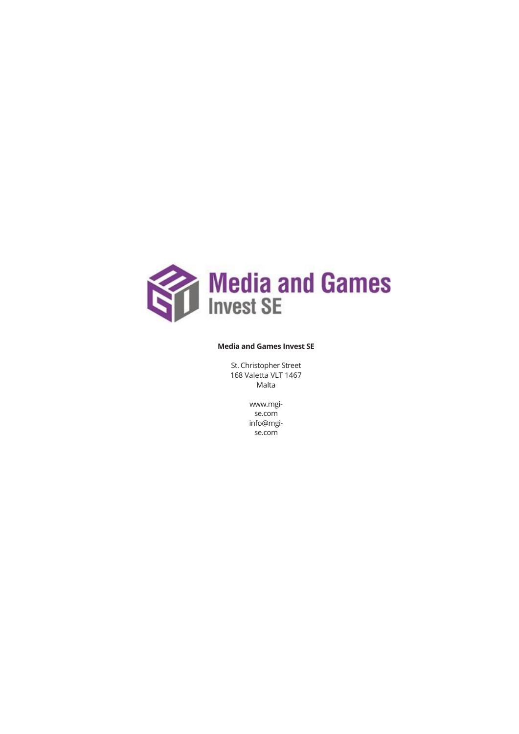**Media and Games Invest SE**

St. Christopher Street
168 Valetta VLT 1467
Malta

www.mgi-se.com
info@mgi-se.com